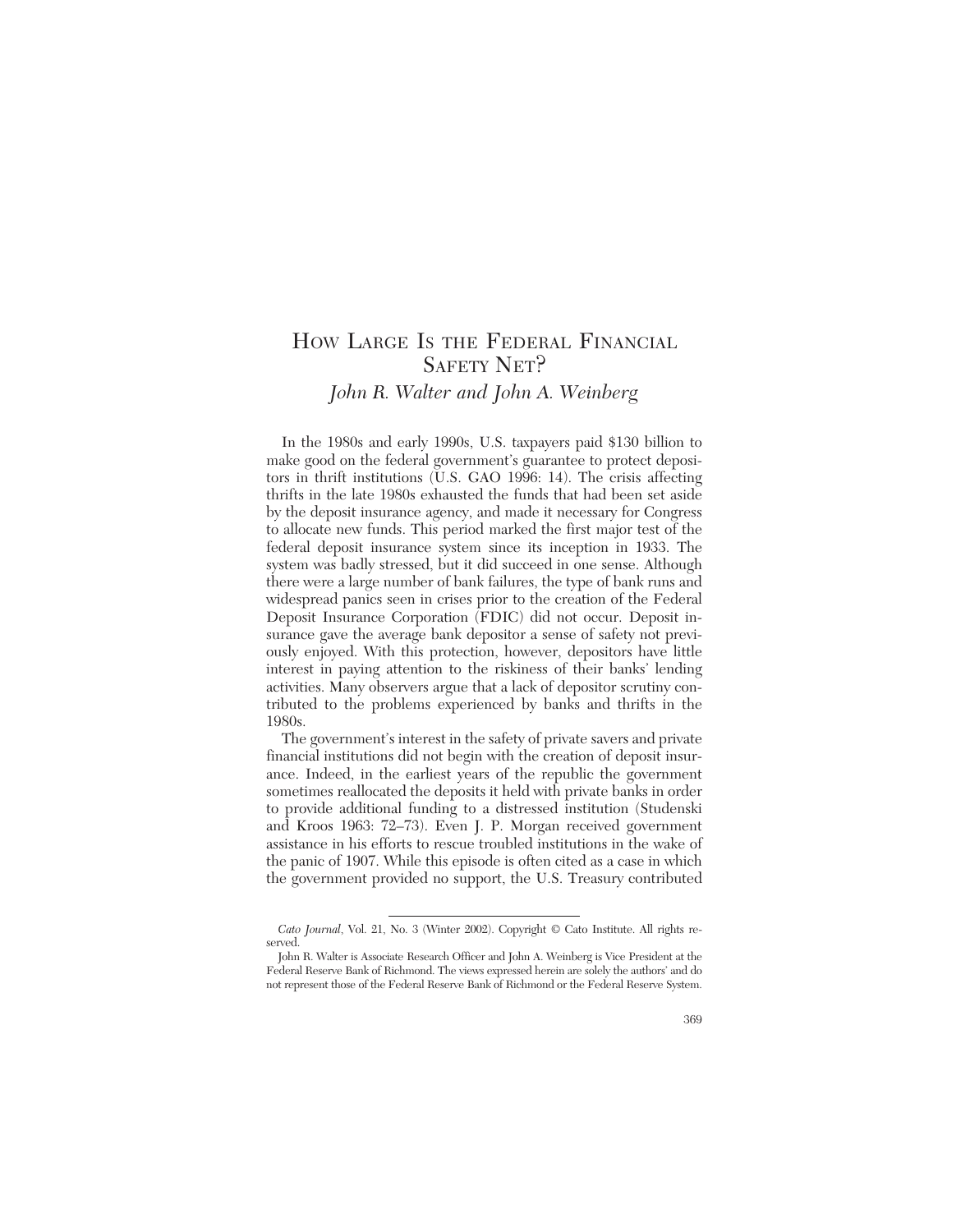# How Large Is the Federal Financial Safety Net?

*John R. Walter and John A. Weinberg*

In the 1980s and early 1990s, U.S. taxpayers paid $130 billion to make good on the federal government's guarantee to protect depositors in thrift institutions (U.S. GAO 1996: 14). The crisis affecting thrifts in the late 1980s exhausted the funds that had been set aside by the deposit insurance agency, and made it necessary for Congress to allocate new funds. This period marked the first major test of the federal deposit insurance system since its inception in 1933. The system was badly stressed, but it did succeed in one sense. Although there were a large number of bank failures, the type of bank runs and widespread panics seen in crises prior to the creation of the Federal Deposit Insurance Corporation (FDIC) did not occur. Deposit insurance gave the average bank depositor a sense of safety not previously enjoyed. With this protection, however, depositors have little interest in paying attention to the riskiness of their banks' lending activities. Many observers argue that a lack of depositor scrutiny contributed to the problems experienced by banks and thrifts in the 1980s.

The government's interest in the safety of private savers and private financial institutions did not begin with the creation of deposit insurance. Indeed, in the earliest years of the republic the government sometimes reallocated the deposits it held with private banks in order to provide additional funding to a distressed institution (Studenski and Kroos 1963: 72–73). Even J. P. Morgan received government assistance in his efforts to rescue troubled institutions in the wake of the panic of 1907. While this episode is often cited as a case in which the government provided no support, the U.S. Treasury contributed

---

*Cato Journal*, Vol. 21, No. 3 (Winter 2002). Copyright © Cato Institute. All rights reserved.

John R. Walter is Associate Research Officer and John A. Weinberg is Vice President at the Federal Reserve Bank of Richmond. The views expressed herein are solely the authors' and do not represent those of the Federal Reserve Bank of Richmond or the Federal Reserve System.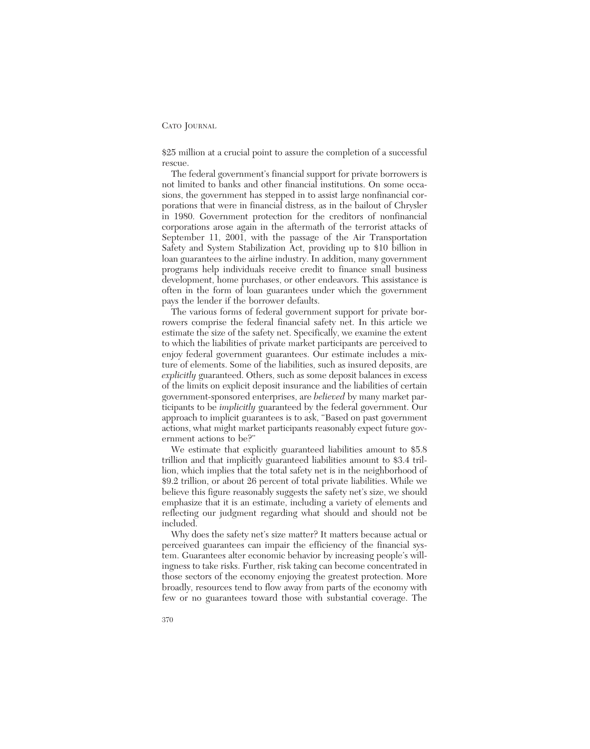$25 million at a crucial point to assure the completion of a successful rescue.

The federal government's financial support for private borrowers is not limited to banks and other financial institutions. On some occasions, the government has stepped in to assist large nonfinancial corporations that were in financial distress, as in the bailout of Chrysler in 1980. Government protection for the creditors of nonfinancial corporations arose again in the aftermath of the terrorist attacks of September 11, 2001, with the passage of the Air Transportation Safety and System Stabilization Act, providing up to $10 billion in loan guarantees to the airline industry. In addition, many government programs help individuals receive credit to finance small business development, home purchases, or other endeavors. This assistance is often in the form of loan guarantees under which the government pays the lender if the borrower defaults.

The various forms of federal government support for private borrowers comprise the federal financial safety net. In this article we estimate the size of the safety net. Specifically, we examine the extent to which the liabilities of private market participants are perceived to enjoy federal government guarantees. Our estimate includes a mixture of elements. Some of the liabilities, such as insured deposits, are *explicitly* guaranteed. Others, such as some deposit balances in excess of the limits on explicit deposit insurance and the liabilities of certain government-sponsored enterprises, are *believed* by many market participants to be *implicitly* guaranteed by the federal government. Our approach to implicit guarantees is to ask, "Based on past government actions, what might market participants reasonably expect future government actions to be?"

We estimate that explicitly guaranteed liabilities amount to $5.8 trillion and that implicitly guaranteed liabilities amount to $3.4 trillion, which implies that the total safety net is in the neighborhood of $9.2 trillion, or about 26 percent of total private liabilities. While we believe this figure reasonably suggests the safety net's size, we should emphasize that it is an estimate, including a variety of elements and reflecting our judgment regarding what should and should not be included.

Why does the safety net's size matter? It matters because actual or perceived guarantees can impair the efficiency of the financial system. Guarantees alter economic behavior by increasing people's willingness to take risks. Further, risk taking can become concentrated in those sectors of the economy enjoying the greatest protection. More broadly, resources tend to flow away from parts of the economy with few or no guarantees toward those with substantial coverage. The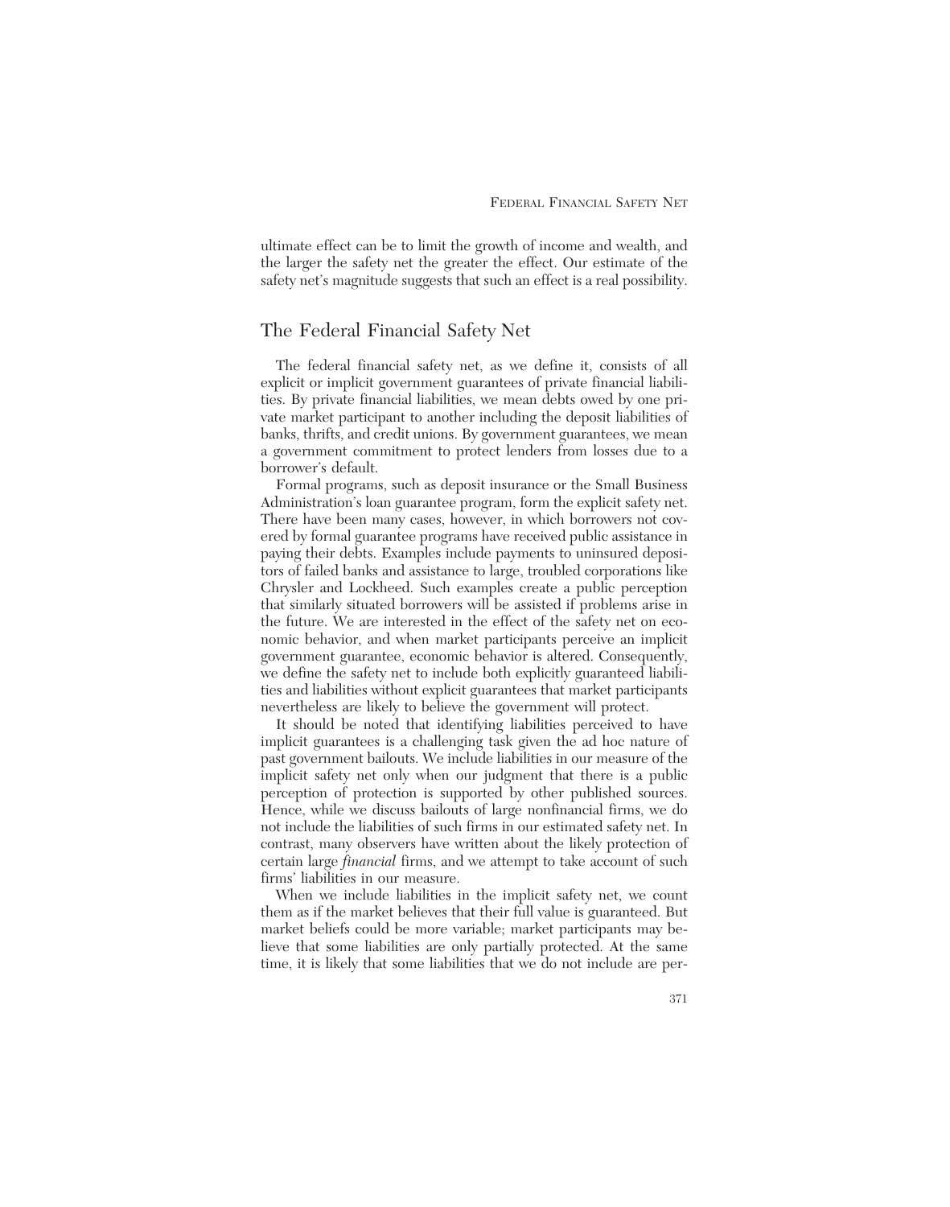ultimate effect can be to limit the growth of income and wealth, and the larger the safety net the greater the effect. Our estimate of the safety net's magnitude suggests that such an effect is a real possibility.

## The Federal Financial Safety Net

The federal financial safety net, as we define it, consists of all explicit or implicit government guarantees of private financial liabilities. By private financial liabilities, we mean debts owed by one private market participant to another including the deposit liabilities of banks, thrifts, and credit unions. By government guarantees, we mean a government commitment to protect lenders from losses due to a borrower's default.

Formal programs, such as deposit insurance or the Small Business Administration's loan guarantee program, form the explicit safety net. There have been many cases, however, in which borrowers not covered by formal guarantee programs have received public assistance in paying their debts. Examples include payments to uninsured depositors of failed banks and assistance to large, troubled corporations like Chrysler and Lockheed. Such examples create a public perception that similarly situated borrowers will be assisted if problems arise in the future. We are interested in the effect of the safety net on economic behavior, and when market participants perceive an implicit government guarantee, economic behavior is altered. Consequently, we define the safety net to include both explicitly guaranteed liabilities and liabilities without explicit guarantees that market participants nevertheless are likely to believe the government will protect.

It should be noted that identifying liabilities perceived to have implicit guarantees is a challenging task given the ad hoc nature of past government bailouts. We include liabilities in our measure of the implicit safety net only when our judgment that there is a public perception of protection is supported by other published sources. Hence, while we discuss bailouts of large nonfinancial firms, we do not include the liabilities of such firms in our estimated safety net. In contrast, many observers have written about the likely protection of certain large *financial* firms, and we attempt to take account of such firms' liabilities in our measure.

When we include liabilities in the implicit safety net, we count them as if the market believes that their full value is guaranteed. But market beliefs could be more variable; market participants may believe that some liabilities are only partially protected. At the same time, it is likely that some liabilities that we do not include are per-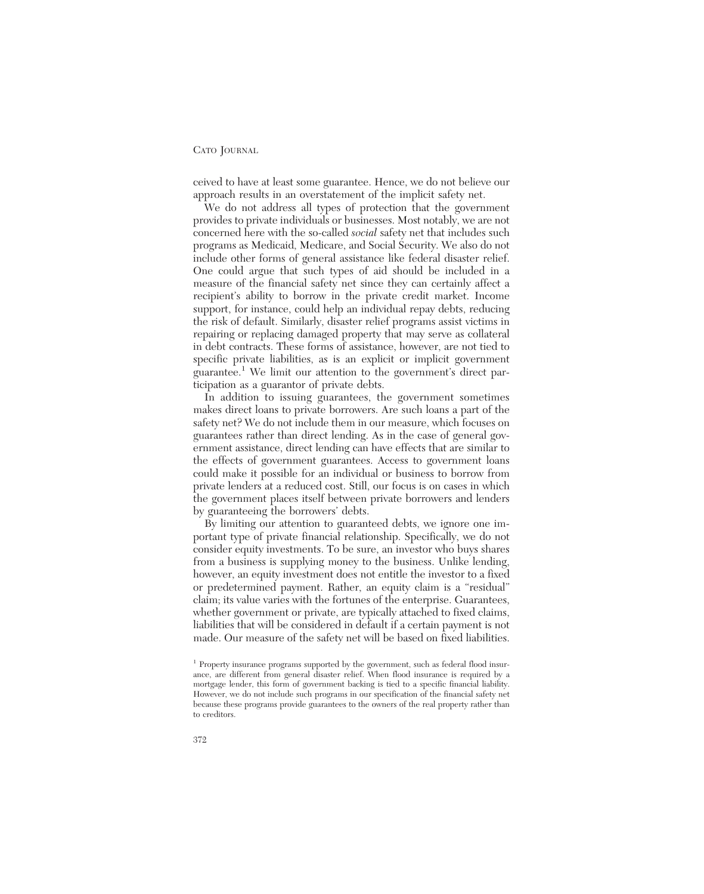ceived to have at least some guarantee. Hence, we do not believe our approach results in an overstatement of the implicit safety net.

We do not address all types of protection that the government provides to private individuals or businesses. Most notably, we are not concerned here with the so-called *social* safety net that includes such programs as Medicaid, Medicare, and Social Security. We also do not include other forms of general assistance like federal disaster relief. One could argue that such types of aid should be included in a measure of the financial safety net since they can certainly affect a recipient's ability to borrow in the private credit market. Income support, for instance, could help an individual repay debts, reducing the risk of default. Similarly, disaster relief programs assist victims in repairing or replacing damaged property that may serve as collateral in debt contracts. These forms of assistance, however, are not tied to specific private liabilities, as is an explicit or implicit government guarantee.[1] We limit our attention to the government's direct participation as a guarantor of private debts.

In addition to issuing guarantees, the government sometimes makes direct loans to private borrowers. Are such loans a part of the safety net? We do not include them in our measure, which focuses on guarantees rather than direct lending. As in the case of general government assistance, direct lending can have effects that are similar to the effects of government guarantees. Access to government loans could make it possible for an individual or business to borrow from private lenders at a reduced cost. Still, our focus is on cases in which the government places itself between private borrowers and lenders by guaranteeing the borrowers' debts.

By limiting our attention to guaranteed debts, we ignore one important type of private financial relationship. Specifically, we do not consider equity investments. To be sure, an investor who buys shares from a business is supplying money to the business. Unlike lending, however, an equity investment does not entitle the investor to a fixed or predetermined payment. Rather, an equity claim is a "residual" claim; its value varies with the fortunes of the enterprise. Guarantees, whether government or private, are typically attached to fixed claims, liabilities that will be considered in default if a certain payment is not made. Our measure of the safety net will be based on fixed liabilities.

[1] Property insurance programs supported by the government, such as federal flood insurance, are different from general disaster relief. When flood insurance is required by a mortgage lender, this form of government backing is tied to a specific financial liability. However, we do not include such programs in our specification of the financial safety net because these programs provide guarantees to the owners of the real property rather than to creditors.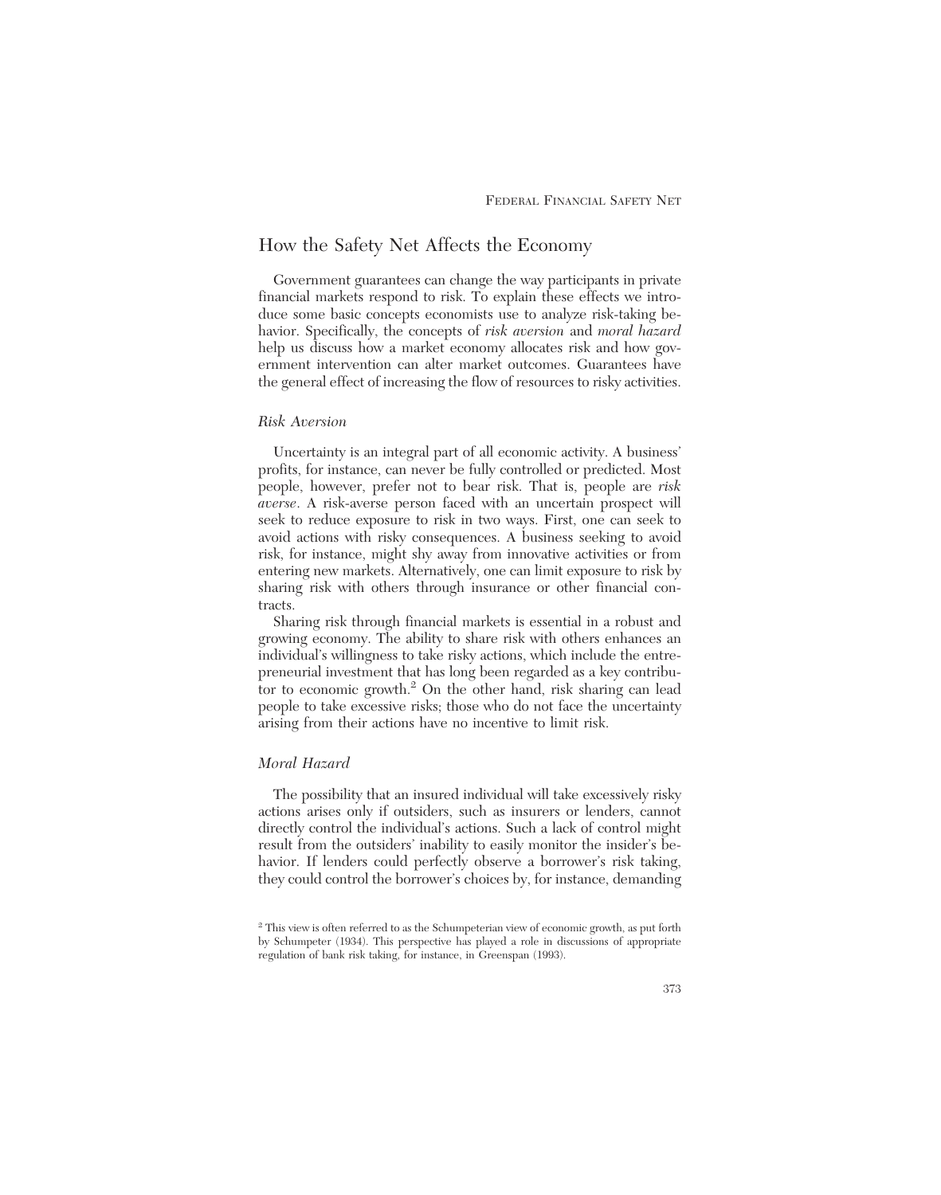## How the Safety Net Affects the Economy

Government guarantees can change the way participants in private financial markets respond to risk. To explain these effects we introduce some basic concepts economists use to analyze risk-taking behavior. Specifically, the concepts of *risk aversion* and *moral hazard* help us discuss how a market economy allocates risk and how government intervention can alter market outcomes. Guarantees have the general effect of increasing the flow of resources to risky activities.

### *Risk Aversion*

Uncertainty is an integral part of all economic activity. A business' profits, for instance, can never be fully controlled or predicted. Most people, however, prefer not to bear risk. That is, people are *risk averse*. A risk-averse person faced with an uncertain prospect will seek to reduce exposure to risk in two ways. First, one can seek to avoid actions with risky consequences. A business seeking to avoid risk, for instance, might shy away from innovative activities or from entering new markets. Alternatively, one can limit exposure to risk by sharing risk with others through insurance or other financial contracts.

Sharing risk through financial markets is essential in a robust and growing economy. The ability to share risk with others enhances an individual's willingness to take risky actions, which include the entrepreneurial investment that has long been regarded as a key contributor to economic growth.[2] On the other hand, risk sharing can lead people to take excessive risks; those who do not face the uncertainty arising from their actions have no incentive to limit risk.

### *Moral Hazard*

The possibility that an insured individual will take excessively risky actions arises only if outsiders, such as insurers or lenders, cannot directly control the individual's actions. Such a lack of control might result from the outsiders' inability to easily monitor the insider's behavior. If lenders could perfectly observe a borrower's risk taking, they could control the borrower's choices by, for instance, demanding

[2] This view is often referred to as the Schumpeterian view of economic growth, as put forth by Schumpeter (1934). This perspective has played a role in discussions of appropriate regulation of bank risk taking, for instance, in Greenspan (1993).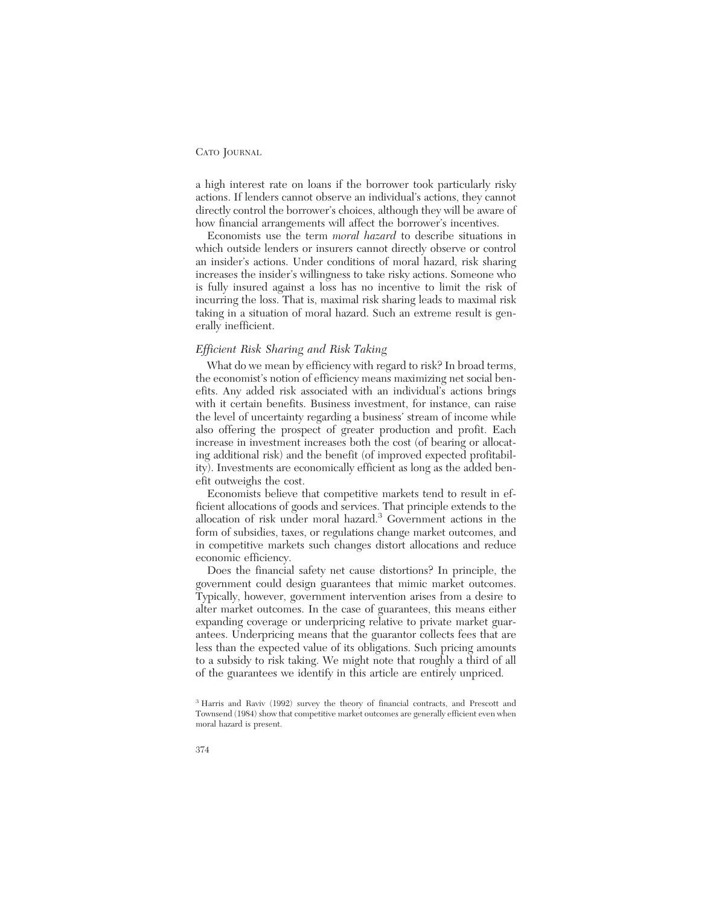a high interest rate on loans if the borrower took particularly risky actions. If lenders cannot observe an individual's actions, they cannot directly control the borrower's choices, although they will be aware of how financial arrangements will affect the borrower's incentives.

Economists use the term *moral hazard* to describe situations in which outside lenders or insurers cannot directly observe or control an insider's actions. Under conditions of moral hazard, risk sharing increases the insider's willingness to take risky actions. Someone who is fully insured against a loss has no incentive to limit the risk of incurring the loss. That is, maximal risk sharing leads to maximal risk taking in a situation of moral hazard. Such an extreme result is generally inefficient.

### *Efficient Risk Sharing and Risk Taking*

What do we mean by efficiency with regard to risk? In broad terms, the economist's notion of efficiency means maximizing net social benefits. Any added risk associated with an individual's actions brings with it certain benefits. Business investment, for instance, can raise the level of uncertainty regarding a business' stream of income while also offering the prospect of greater production and profit. Each increase in investment increases both the cost (of bearing or allocating additional risk) and the benefit (of improved expected profitability). Investments are economically efficient as long as the added benefit outweighs the cost.

Economists believe that competitive markets tend to result in efficient allocations of goods and services. That principle extends to the allocation of risk under moral hazard.[3] Government actions in the form of subsidies, taxes, or regulations change market outcomes, and in competitive markets such changes distort allocations and reduce economic efficiency.

Does the financial safety net cause distortions? In principle, the government could design guarantees that mimic market outcomes. Typically, however, government intervention arises from a desire to alter market outcomes. In the case of guarantees, this means either expanding coverage or underpricing relative to private market guarantees. Underpricing means that the guarantor collects fees that are less than the expected value of its obligations. Such pricing amounts to a subsidy to risk taking. We might note that roughly a third of all of the guarantees we identify in this article are entirely unpriced.

[3] Harris and Raviv (1992) survey the theory of financial contracts, and Prescott and Townsend (1984) show that competitive market outcomes are generally efficient even when moral hazard is present.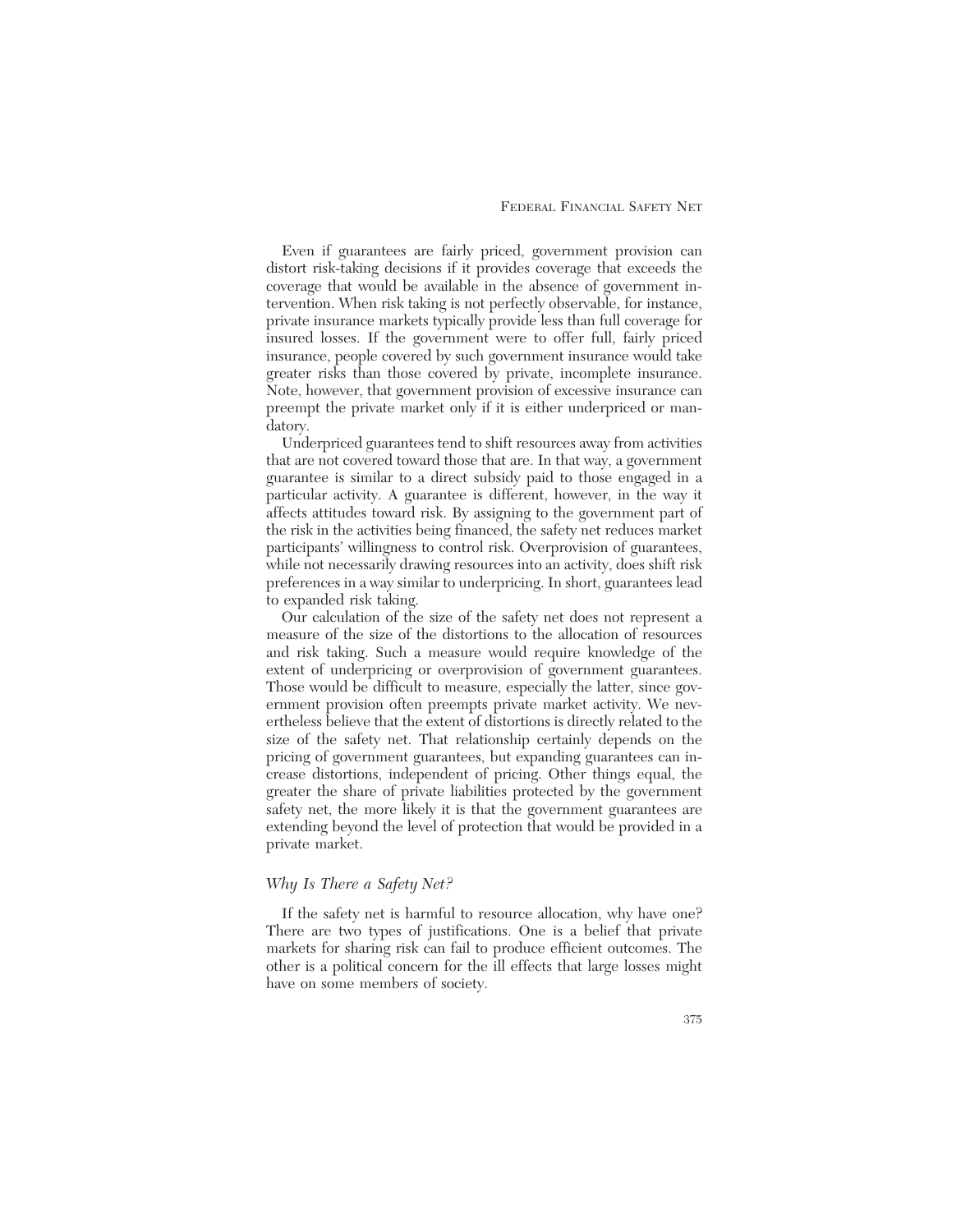Even if guarantees are fairly priced, government provision can distort risk-taking decisions if it provides coverage that exceeds the coverage that would be available in the absence of government intervention. When risk taking is not perfectly observable, for instance, private insurance markets typically provide less than full coverage for insured losses. If the government were to offer full, fairly priced insurance, people covered by such government insurance would take greater risks than those covered by private, incomplete insurance. Note, however, that government provision of excessive insurance can preempt the private market only if it is either underpriced or mandatory.

Underpriced guarantees tend to shift resources away from activities that are not covered toward those that are. In that way, a government guarantee is similar to a direct subsidy paid to those engaged in a particular activity. A guarantee is different, however, in the way it affects attitudes toward risk. By assigning to the government part of the risk in the activities being financed, the safety net reduces market participants' willingness to control risk. Overprovision of guarantees, while not necessarily drawing resources into an activity, does shift risk preferences in a way similar to underpricing. In short, guarantees lead to expanded risk taking.

Our calculation of the size of the safety net does not represent a measure of the size of the distortions to the allocation of resources and risk taking. Such a measure would require knowledge of the extent of underpricing or overprovision of government guarantees. Those would be difficult to measure, especially the latter, since government provision often preempts private market activity. We nevertheless believe that the extent of distortions is directly related to the size of the safety net. That relationship certainly depends on the pricing of government guarantees, but expanding guarantees can increase distortions, independent of pricing. Other things equal, the greater the share of private liabilities protected by the government safety net, the more likely it is that the government guarantees are extending beyond the level of protection that would be provided in a private market.

## *Why Is There a Safety Net?*

If the safety net is harmful to resource allocation, why have one? There are two types of justifications. One is a belief that private markets for sharing risk can fail to produce efficient outcomes. The other is a political concern for the ill effects that large losses might have on some members of society.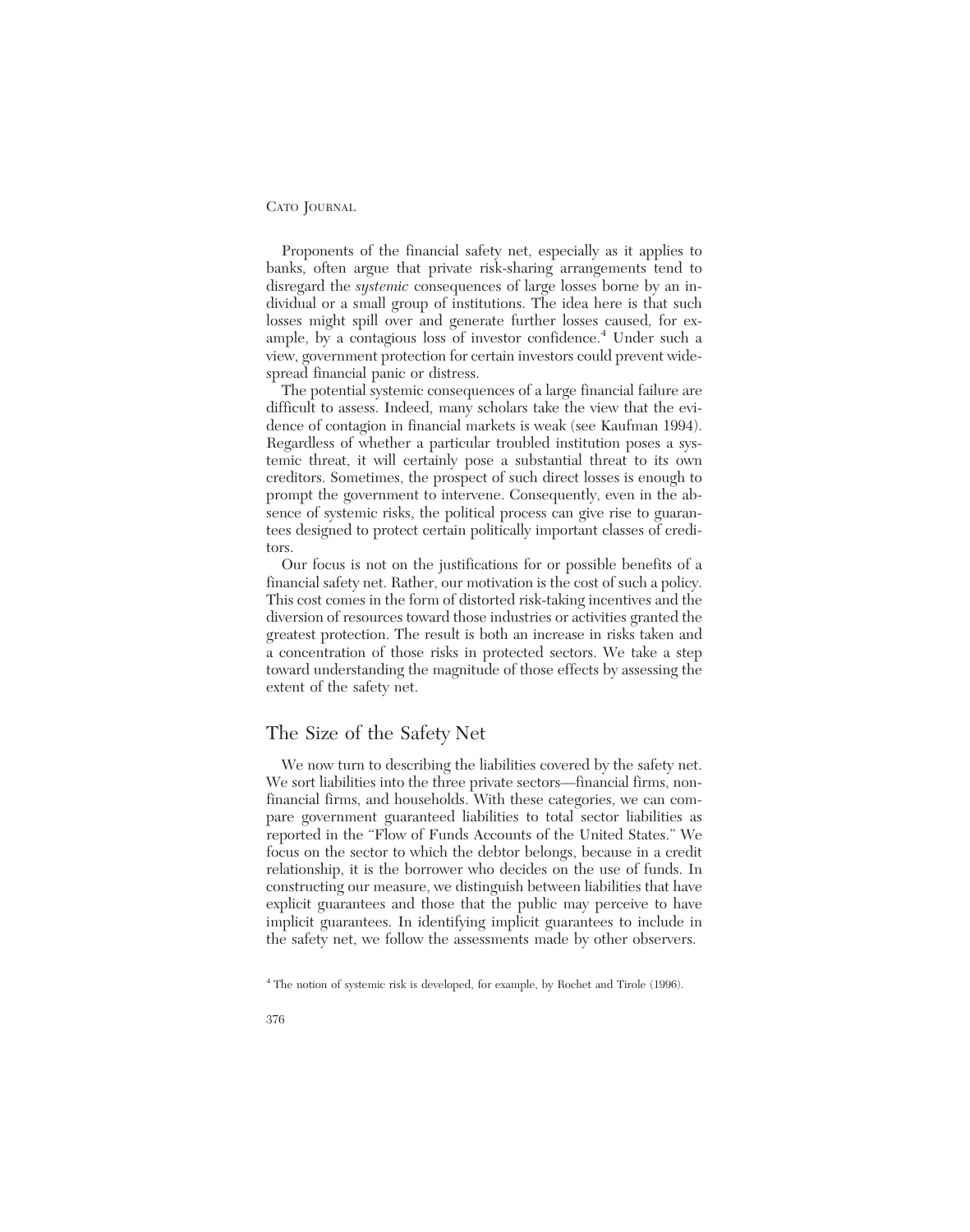Proponents of the financial safety net, especially as it applies to banks, often argue that private risk-sharing arrangements tend to disregard the *systemic* consequences of large losses borne by an individual or a small group of institutions. The idea here is that such losses might spill over and generate further losses caused, for example, by a contagious loss of investor confidence.[4] Under such a view, government protection for certain investors could prevent widespread financial panic or distress.

The potential systemic consequences of a large financial failure are difficult to assess. Indeed, many scholars take the view that the evidence of contagion in financial markets is weak (see Kaufman 1994). Regardless of whether a particular troubled institution poses a systemic threat, it will certainly pose a substantial threat to its own creditors. Sometimes, the prospect of such direct losses is enough to prompt the government to intervene. Consequently, even in the absence of systemic risks, the political process can give rise to guarantees designed to protect certain politically important classes of creditors.

Our focus is not on the justifications for or possible benefits of a financial safety net. Rather, our motivation is the cost of such a policy. This cost comes in the form of distorted risk-taking incentives and the diversion of resources toward those industries or activities granted the greatest protection. The result is both an increase in risks taken and a concentration of those risks in protected sectors. We take a step toward understanding the magnitude of those effects by assessing the extent of the safety net.

## The Size of the Safety Net

We now turn to describing the liabilities covered by the safety net. We sort liabilities into the three private sectors—financial firms, nonfinancial firms, and households. With these categories, we can compare government guaranteed liabilities to total sector liabilities as reported in the "Flow of Funds Accounts of the United States." We focus on the sector to which the debtor belongs, because in a credit relationship, it is the borrower who decides on the use of funds. In constructing our measure, we distinguish between liabilities that have explicit guarantees and those that the public may perceive to have implicit guarantees. In identifying implicit guarantees to include in the safety net, we follow the assessments made by other observers.

[4] The notion of systemic risk is developed, for example, by Rochet and Tirole (1996).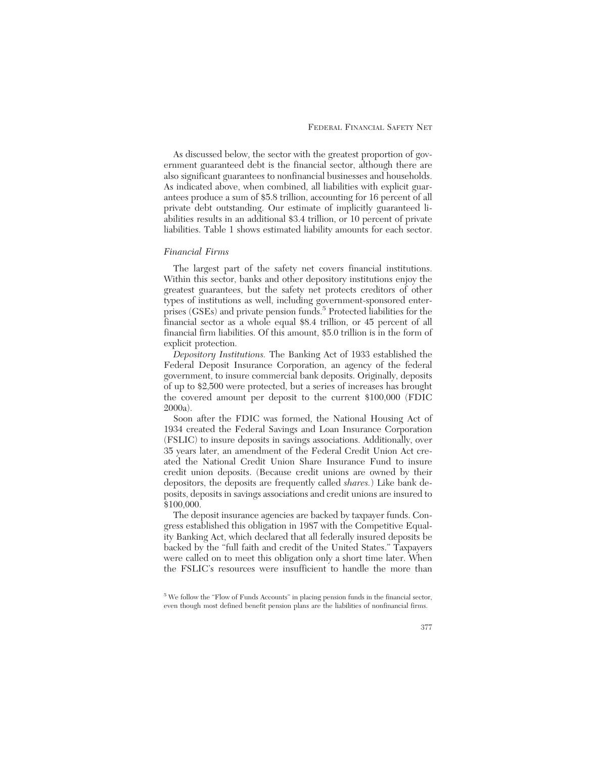As discussed below, the sector with the greatest proportion of government guaranteed debt is the financial sector, although there are also significant guarantees to nonfinancial businesses and households. As indicated above, when combined, all liabilities with explicit guarantees produce a sum of $5.8 trillion, accounting for 16 percent of all private debt outstanding. Our estimate of implicitly guaranteed liabilities results in an additional $3.4 trillion, or 10 percent of private liabilities. Table 1 shows estimated liability amounts for each sector.

### *Financial Firms*

The largest part of the safety net covers financial institutions. Within this sector, banks and other depository institutions enjoy the greatest guarantees, but the safety net protects creditors of other types of institutions as well, including government-sponsored enterprises (GSEs) and private pension funds.[5] Protected liabilities for the financial sector as a whole equal $8.4 trillion, or 45 percent of all financial firm liabilities. Of this amount, $5.0 trillion is in the form of explicit protection.

*Depository Institutions.* The Banking Act of 1933 established the Federal Deposit Insurance Corporation, an agency of the federal government, to insure commercial bank deposits. Originally, deposits of up to $2,500 were protected, but a series of increases has brought the covered amount per deposit to the current $100,000 (FDIC 2000a).

Soon after the FDIC was formed, the National Housing Act of 1934 created the Federal Savings and Loan Insurance Corporation (FSLIC) to insure deposits in savings associations. Additionally, over 35 years later, an amendment of the Federal Credit Union Act created the National Credit Union Share Insurance Fund to insure credit union deposits. (Because credit unions are owned by their depositors, the deposits are frequently called *shares.*) Like bank deposits, deposits in savings associations and credit unions are insured to $100,000.

The deposit insurance agencies are backed by taxpayer funds. Congress established this obligation in 1987 with the Competitive Equality Banking Act, which declared that all federally insured deposits be backed by the "full faith and credit of the United States." Taxpayers were called on to meet this obligation only a short time later. When the FSLIC's resources were insufficient to handle the more than

[5] We follow the "Flow of Funds Accounts" in placing pension funds in the financial sector, even though most defined benefit pension plans are the liabilities of nonfinancial firms.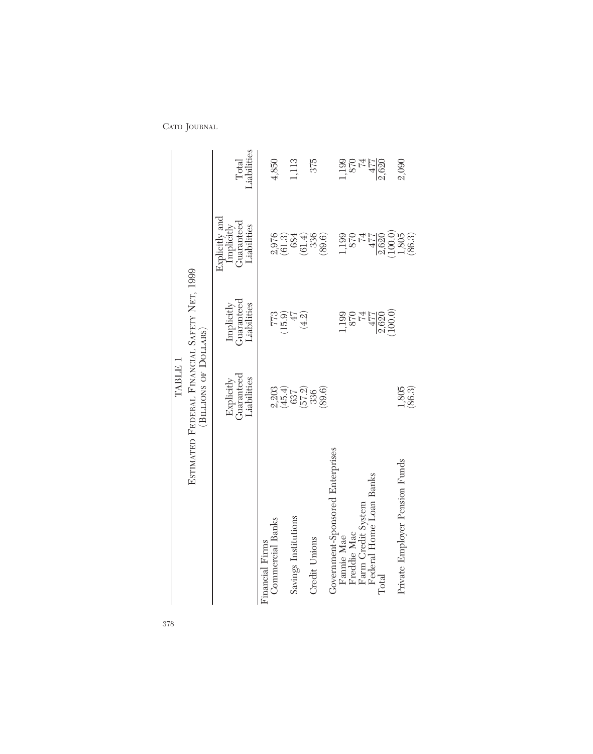TABLE 1

ESTIMATED FEDERAL FINANCIAL SAFETY NET, 1999

(BILLIONS OF DOLLARS)

| | Explicitly Guaranteed Liabilities | Implicitly Guaranteed Liabilities | Explicitly and Implicitly Guaranteed Liabilities | Total Liabilities |
|---|---|---|---|---|
| Financial Firms | | | | |
| Commercial Banks | 2,203 | 773 | 2,976 | 4,850 |
| | (45.4) | (15.9) | (61.3) | |
| Savings Institutions | 637 | 47 | 684 | 1,113 |
| | (57.2) | (4.2) | (61.4) | |
| Credit Unions | 336 | | 336 | 375 |
| | (89.6) | | (89.6) | |
| Government-Sponsored Enterprises | | | | |
| Fannie Mae | | 1,199 | 1,199 | 1,199 |
| Freddie Mac | | 870 | 870 | 870 |
| Farm Credit System | | 74 | 74 | 74 |
| Federal Home Loan Banks | | 477 | 477 | 477 |
| Total | | 2,620 | 2,620 | 2,620 |
| | | (100.0) | (100.0) | |
| Private Employer Pension Funds | 1,805 | | 1,805 | 2,090 |
| | (86.3) | | (86.3) | |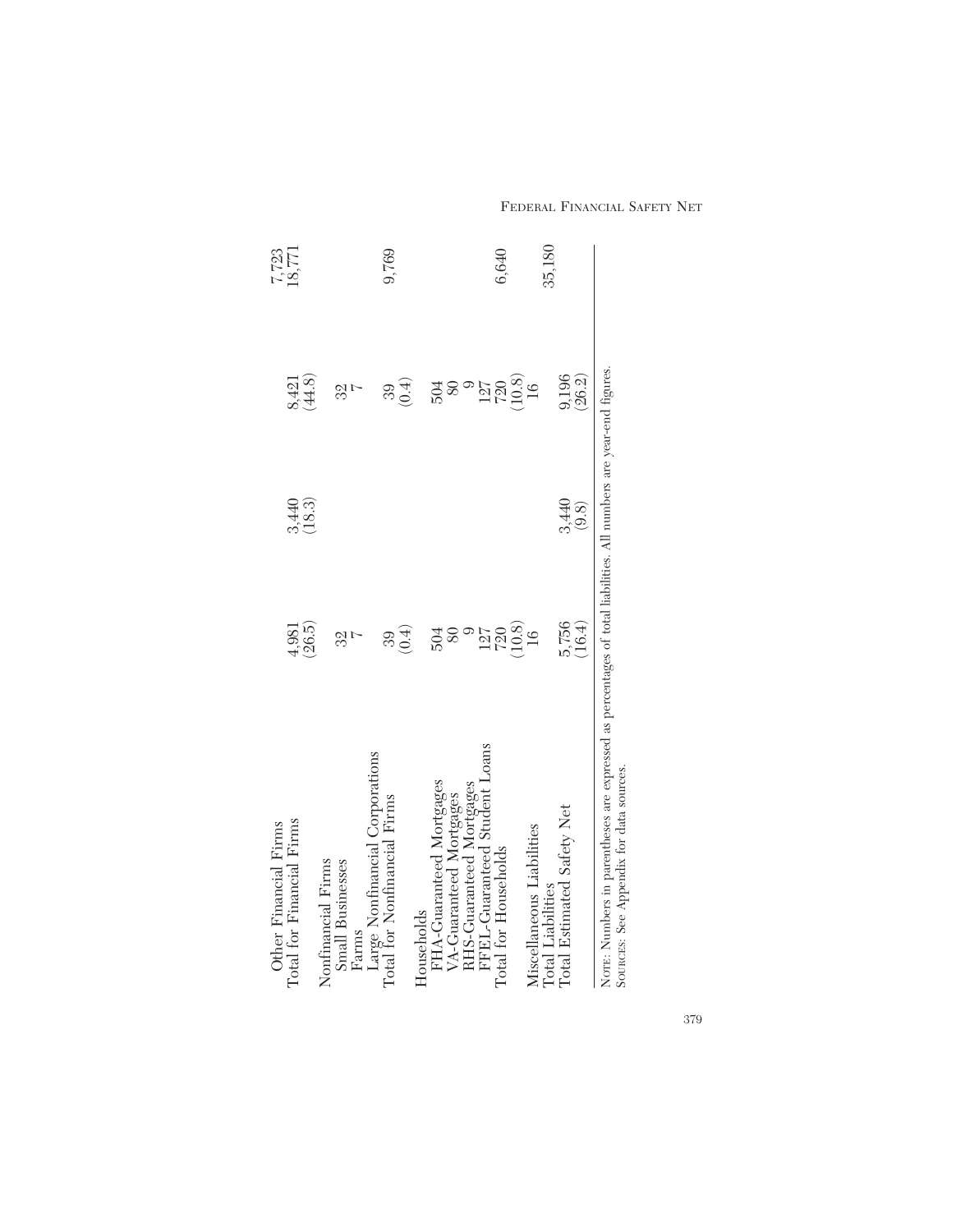| | | | | |
|---|---|---|---|---|
| Other Financial Firms | | | | 7,723 |
| Total for Financial Firms | 4,981 (26.5) | 3,440 (18.3) | 8,421 (44.8) | 18,771 |
| Nonfinancial Firms | | | | |
| Small Businesses | 32 | | 32 | |
| Farms | 7 | | 7 | |
| Large Nonfinancial Corporations | | | | |
| Total for Nonfinancial Firms | 39 (0.4) | | 39 (0.4) | 9,769 |
| Households | | | | |
| FHA-Guaranteed Mortgages | 504 | | 504 | |
| VA-Guaranteed Mortgages | 80 | | 80 | |
| RHS-Guaranteed Mortgages | 9 | | 9 | |
| FFEL-Guaranteed Student Loans | 127 | | 127 | |
| Total for Households | 720 (10.8) | | 720 (10.8) | 6,640 |
| Miscellaneous Liabilities | 16 | | 16 | |
| Total Liabilities | | | | 35,180 |
| Total Estimated Safety Net | 5,756 (16.4) | 3,440 (9.8) | 9,196 (26.2) | |

NOTE: Numbers in parentheses are expressed as percentages of total liabilities. All numbers are year-end figures.
SOURCES: See Appendix for data sources.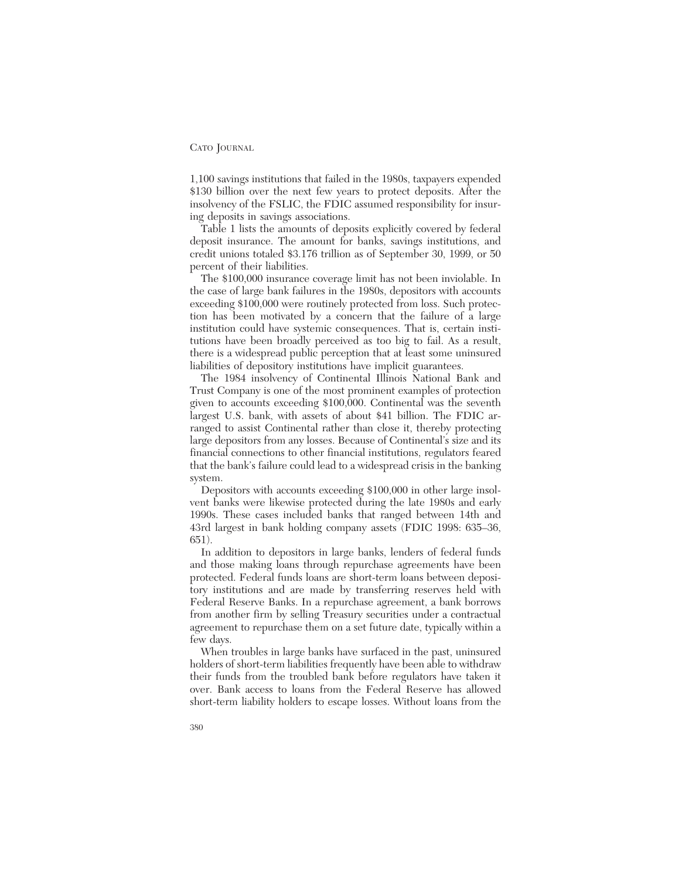1,100 savings institutions that failed in the 1980s, taxpayers expended $130 billion over the next few years to protect deposits. After the insolvency of the FSLIC, the FDIC assumed responsibility for insuring deposits in savings associations.

Table 1 lists the amounts of deposits explicitly covered by federal deposit insurance. The amount for banks, savings institutions, and credit unions totaled $3.176 trillion as of September 30, 1999, or 50 percent of their liabilities.

The $100,000 insurance coverage limit has not been inviolable. In the case of large bank failures in the 1980s, depositors with accounts exceeding $100,000 were routinely protected from loss. Such protection has been motivated by a concern that the failure of a large institution could have systemic consequences. That is, certain institutions have been broadly perceived as too big to fail. As a result, there is a widespread public perception that at least some uninsured liabilities of depository institutions have implicit guarantees.

The 1984 insolvency of Continental Illinois National Bank and Trust Company is one of the most prominent examples of protection given to accounts exceeding $100,000. Continental was the seventh largest U.S. bank, with assets of about $41 billion. The FDIC arranged to assist Continental rather than close it, thereby protecting large depositors from any losses. Because of Continental's size and its financial connections to other financial institutions, regulators feared that the bank's failure could lead to a widespread crisis in the banking system.

Depositors with accounts exceeding $100,000 in other large insolvent banks were likewise protected during the late 1980s and early 1990s. These cases included banks that ranged between 14th and 43rd largest in bank holding company assets (FDIC 1998: 635–36, 651).

In addition to depositors in large banks, lenders of federal funds and those making loans through repurchase agreements have been protected. Federal funds loans are short-term loans between depository institutions and are made by transferring reserves held with Federal Reserve Banks. In a repurchase agreement, a bank borrows from another firm by selling Treasury securities under a contractual agreement to repurchase them on a set future date, typically within a few days.

When troubles in large banks have surfaced in the past, uninsured holders of short-term liabilities frequently have been able to withdraw their funds from the troubled bank before regulators have taken it over. Bank access to loans from the Federal Reserve has allowed short-term liability holders to escape losses. Without loans from the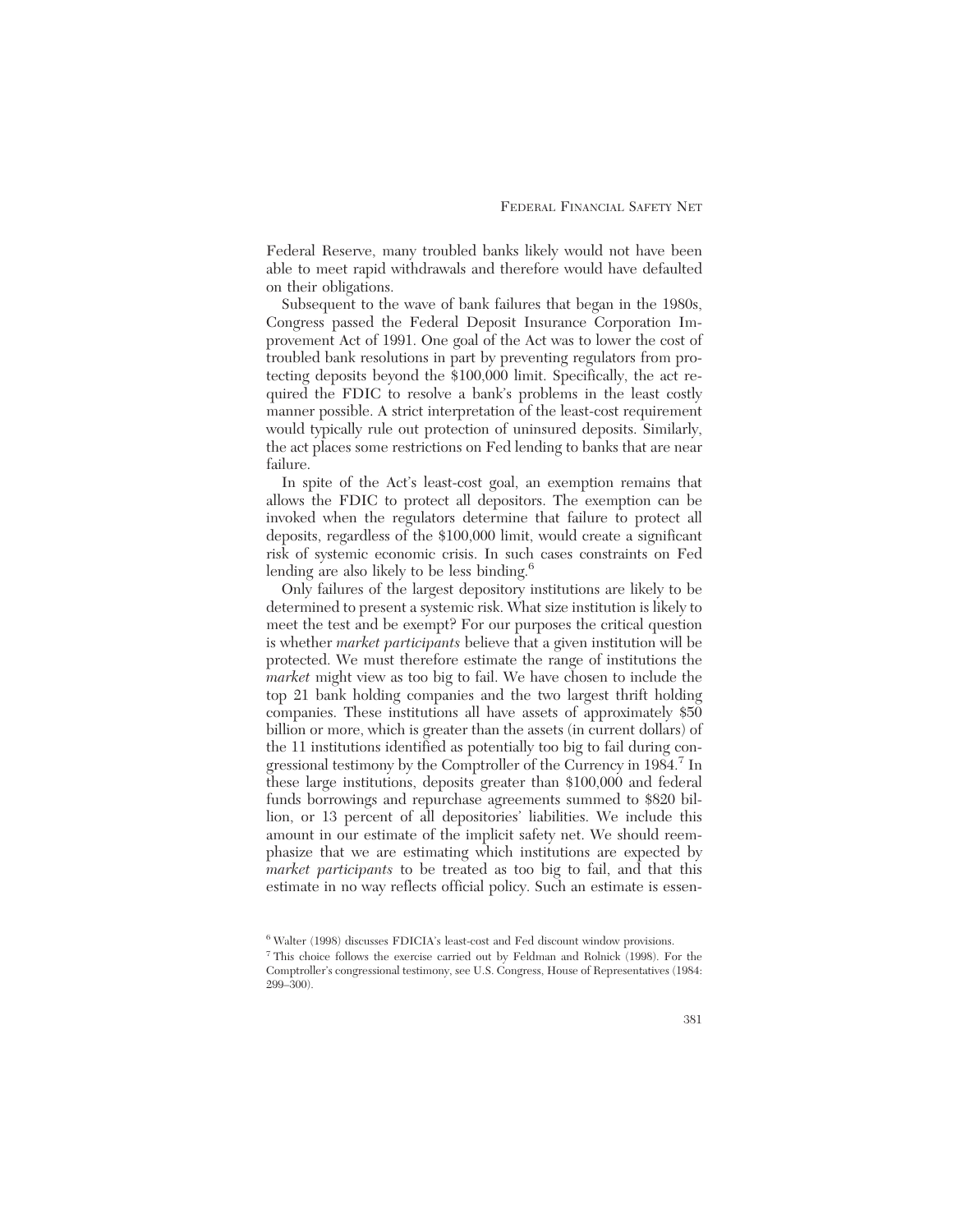Federal Reserve, many troubled banks likely would not have been able to meet rapid withdrawals and therefore would have defaulted on their obligations.

Subsequent to the wave of bank failures that began in the 1980s, Congress passed the Federal Deposit Insurance Corporation Improvement Act of 1991. One goal of the Act was to lower the cost of troubled bank resolutions in part by preventing regulators from protecting deposits beyond the $100,000 limit. Specifically, the act required the FDIC to resolve a bank's problems in the least costly manner possible. A strict interpretation of the least-cost requirement would typically rule out protection of uninsured deposits. Similarly, the act places some restrictions on Fed lending to banks that are near failure.

In spite of the Act's least-cost goal, an exemption remains that allows the FDIC to protect all depositors. The exemption can be invoked when the regulators determine that failure to protect all deposits, regardless of the $100,000 limit, would create a significant risk of systemic economic crisis. In such cases constraints on Fed lending are also likely to be less binding.[6]

Only failures of the largest depository institutions are likely to be determined to present a systemic risk. What size institution is likely to meet the test and be exempt? For our purposes the critical question is whether *market participants* believe that a given institution will be protected. We must therefore estimate the range of institutions the *market* might view as too big to fail. We have chosen to include the top 21 bank holding companies and the two largest thrift holding companies. These institutions all have assets of approximately $50 billion or more, which is greater than the assets (in current dollars) of the 11 institutions identified as potentially too big to fail during congressional testimony by the Comptroller of the Currency in 1984.[7] In these large institutions, deposits greater than $100,000 and federal funds borrowings and repurchase agreements summed to $820 billion, or 13 percent of all depositories' liabilities. We include this amount in our estimate of the implicit safety net. We should reemphasize that we are estimating which institutions are expected by *market participants* to be treated as too big to fail, and that this estimate in no way reflects official policy. Such an estimate is essen-

[6] Walter (1998) discusses FDICIA's least-cost and Fed discount window provisions.

[7] This choice follows the exercise carried out by Feldman and Rolnick (1998). For the Comptroller's congressional testimony, see U.S. Congress, House of Representatives (1984: 299–300).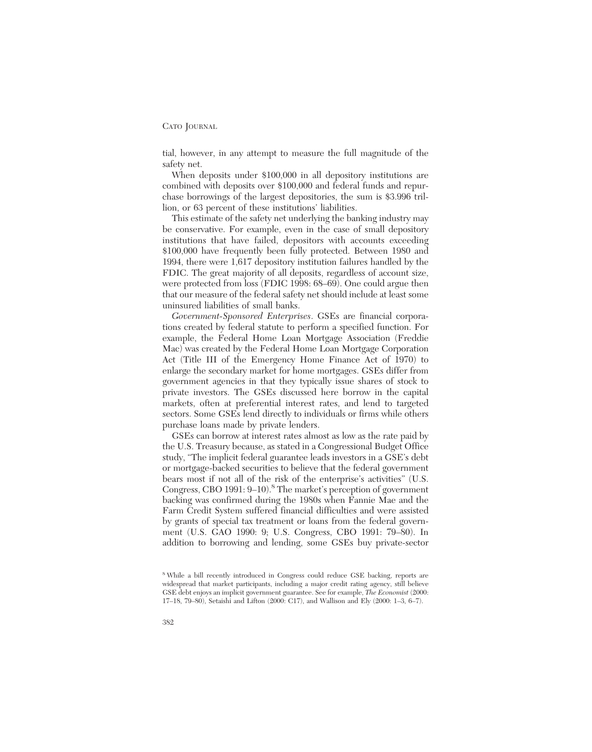tial, however, in any attempt to measure the full magnitude of the safety net.

When deposits under $100,000 in all depository institutions are combined with deposits over $100,000 and federal funds and repurchase borrowings of the largest depositories, the sum is $3.996 trillion, or 63 percent of these institutions' liabilities.

This estimate of the safety net underlying the banking industry may be conservative. For example, even in the case of small depository institutions that have failed, depositors with accounts exceeding $100,000 have frequently been fully protected. Between 1980 and 1994, there were 1,617 depository institution failures handled by the FDIC. The great majority of all deposits, regardless of account size, were protected from loss (FDIC 1998: 68–69). One could argue then that our measure of the federal safety net should include at least some uninsured liabilities of small banks.

*Government-Sponsored Enterprises.* GSEs are financial corporations created by federal statute to perform a specified function. For example, the Federal Home Loan Mortgage Association (Freddie Mac) was created by the Federal Home Loan Mortgage Corporation Act (Title III of the Emergency Home Finance Act of 1970) to enlarge the secondary market for home mortgages. GSEs differ from government agencies in that they typically issue shares of stock to private investors. The GSEs discussed here borrow in the capital markets, often at preferential interest rates, and lend to targeted sectors. Some GSEs lend directly to individuals or firms while others purchase loans made by private lenders.

GSEs can borrow at interest rates almost as low as the rate paid by the U.S. Treasury because, as stated in a Congressional Budget Office study, "The implicit federal guarantee leads investors in a GSE's debt or mortgage-backed securities to believe that the federal government bears most if not all of the risk of the enterprise's activities" (U.S. Congress, CBO 1991: 9–10).[8] The market's perception of government backing was confirmed during the 1980s when Fannie Mae and the Farm Credit System suffered financial difficulties and were assisted by grants of special tax treatment or loans from the federal government (U.S. GAO 1990: 9; U.S. Congress, CBO 1991: 79–80). In addition to borrowing and lending, some GSEs buy private-sector

[8] While a bill recently introduced in Congress could reduce GSE backing, reports are widespread that market participants, including a major credit rating agency, still believe GSE debt enjoys an implicit government guarantee. See for example, *The Economist* (2000: 17–18, 79–80), Setaishi and Lifton (2000: C17), and Wallison and Ely (2000: 1–3, 6–7).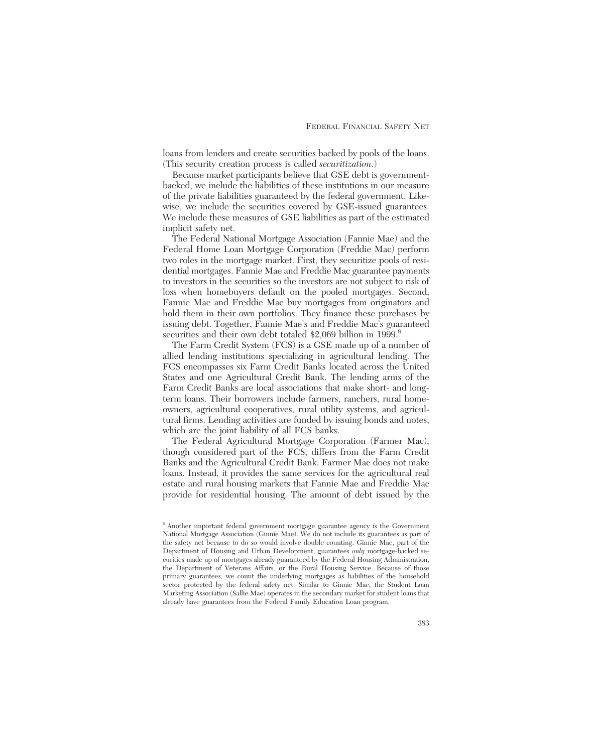loans from lenders and create securities backed by pools of the loans. (This security creation process is called *securitization*.)

Because market participants believe that GSE debt is government-backed, we include the liabilities of these institutions in our measure of the private liabilities guaranteed by the federal government. Likewise, we include the securities covered by GSE-issued guarantees. We include these measures of GSE liabilities as part of the estimated implicit safety net.

The Federal National Mortgage Association (Fannie Mae) and the Federal Home Loan Mortgage Corporation (Freddie Mac) perform two roles in the mortgage market. First, they securitize pools of residential mortgages. Fannie Mae and Freddie Mac guarantee payments to investors in the securities so the investors are not subject to risk of loss when homebuyers default on the pooled mortgages. Second, Fannie Mae and Freddie Mac buy mortgages from originators and hold them in their own portfolios. They finance these purchases by issuing debt. Together, Fannie Mae's and Freddie Mac's guaranteed securities and their own debt totaled $2,069 billion in 1999.[9]

The Farm Credit System (FCS) is a GSE made up of a number of allied lending institutions specializing in agricultural lending. The FCS encompasses six Farm Credit Banks located across the United States and one Agricultural Credit Bank. The lending arms of the Farm Credit Banks are local associations that make short- and long-term loans. Their borrowers include farmers, ranchers, rural homeowners, agricultural cooperatives, rural utility systems, and agricultural firms. Lending activities are funded by issuing bonds and notes, which are the joint liability of all FCS banks.

The Federal Agricultural Mortgage Corporation (Farmer Mac), though considered part of the FCS, differs from the Farm Credit Banks and the Agricultural Credit Bank. Farmer Mac does not make loans. Instead, it provides the same services for the agricultural real estate and rural housing markets that Fannie Mae and Freddie Mac provide for residential housing. The amount of debt issued by the

[9] Another important federal government mortgage guarantee agency is the Government National Mortgage Association (Ginnie Mae). We do not include its guarantees as part of the safety net because to do so would involve double counting. Ginnie Mae, part of the Department of Housing and Urban Development, guarantees *only* mortgage-backed securities made up of mortgages already guaranteed by the Federal Housing Administration, the Department of Veterans Affairs, or the Rural Housing Service. Because of those primary guarantees, we count the underlying mortgages as liabilities of the household sector protected by the federal safety net. Similar to Ginnie Mae, the Student Loan Marketing Association (Sallie Mae) operates in the secondary market for student loans that already have guarantees from the Federal Family Education Loan program.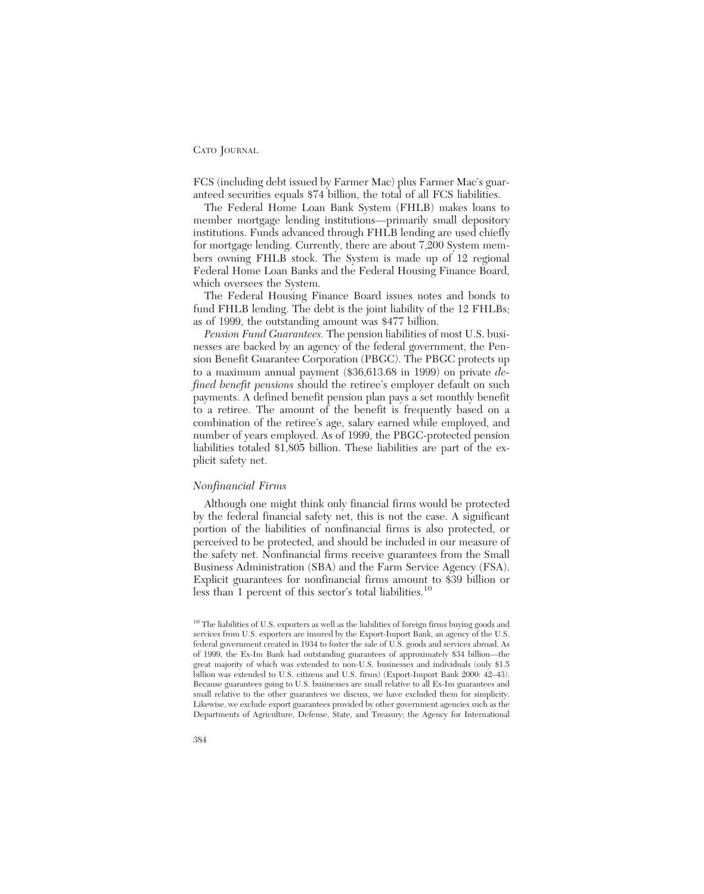FCS (including debt issued by Farmer Mac) plus Farmer Mac's guaranteed securities equals $74 billion, the total of all FCS liabilities.

The Federal Home Loan Bank System (FHLB) makes loans to member mortgage lending institutions—primarily small depository institutions. Funds advanced through FHLB lending are used chiefly for mortgage lending. Currently, there are about 7,200 System members owning FHLB stock. The System is made up of 12 regional Federal Home Loan Banks and the Federal Housing Finance Board, which oversees the System.

The Federal Housing Finance Board issues notes and bonds to fund FHLB lending. The debt is the joint liability of the 12 FHLBs; as of 1999, the outstanding amount was $477 billion.

*Pension Fund Guarantees.* The pension liabilities of most U.S. businesses are backed by an agency of the federal government, the Pension Benefit Guarantee Corporation (PBGC). The PBGC protects up to a maximum annual payment ($36,613.68 in 1999) on private *defined benefit pensions* should the retiree's employer default on such payments. A defined benefit pension plan pays a set monthly benefit to a retiree. The amount of the benefit is frequently based on a combination of the retiree's age, salary earned while employed, and number of years employed. As of 1999, the PBGC-protected pension liabilities totaled $1,805 billion. These liabilities are part of the explicit safety net.

### *Nonfinancial Firms*

Although one might think only financial firms would be protected by the federal financial safety net, this is not the case. A significant portion of the liabilities of nonfinancial firms is also protected, or perceived to be protected, and should be included in our measure of the safety net. Nonfinancial firms receive guarantees from the Small Business Administration (SBA) and the Farm Service Agency (FSA). Explicit guarantees for nonfinancial firms amount to $39 billion or less than 1 percent of this sector's total liabilities.[10]

[10] The liabilities of U.S. exporters as well as the liabilities of foreign firms buying goods and services from U.S. exporters are insured by the Export-Import Bank, an agency of the U.S. federal government created in 1934 to foster the sale of U.S. goods and services abroad. As of 1999, the Ex-Im Bank had outstanding guarantees of approximately $34 billion—the great majority of which was extended to non-U.S. businesses and individuals (only $1.5 billion was extended to U.S. citizens and U.S. firms) (Export-Import Bank 2000: 42–43). Because guarantees going to U.S. businesses are small relative to all Ex-Im guarantees and small relative to the other guarantees we discuss, we have excluded them for simplicity. Likewise, we exclude export guarantees provided by other government agencies such as the Departments of Agriculture, Defense, State, and Treasury; the Agency for International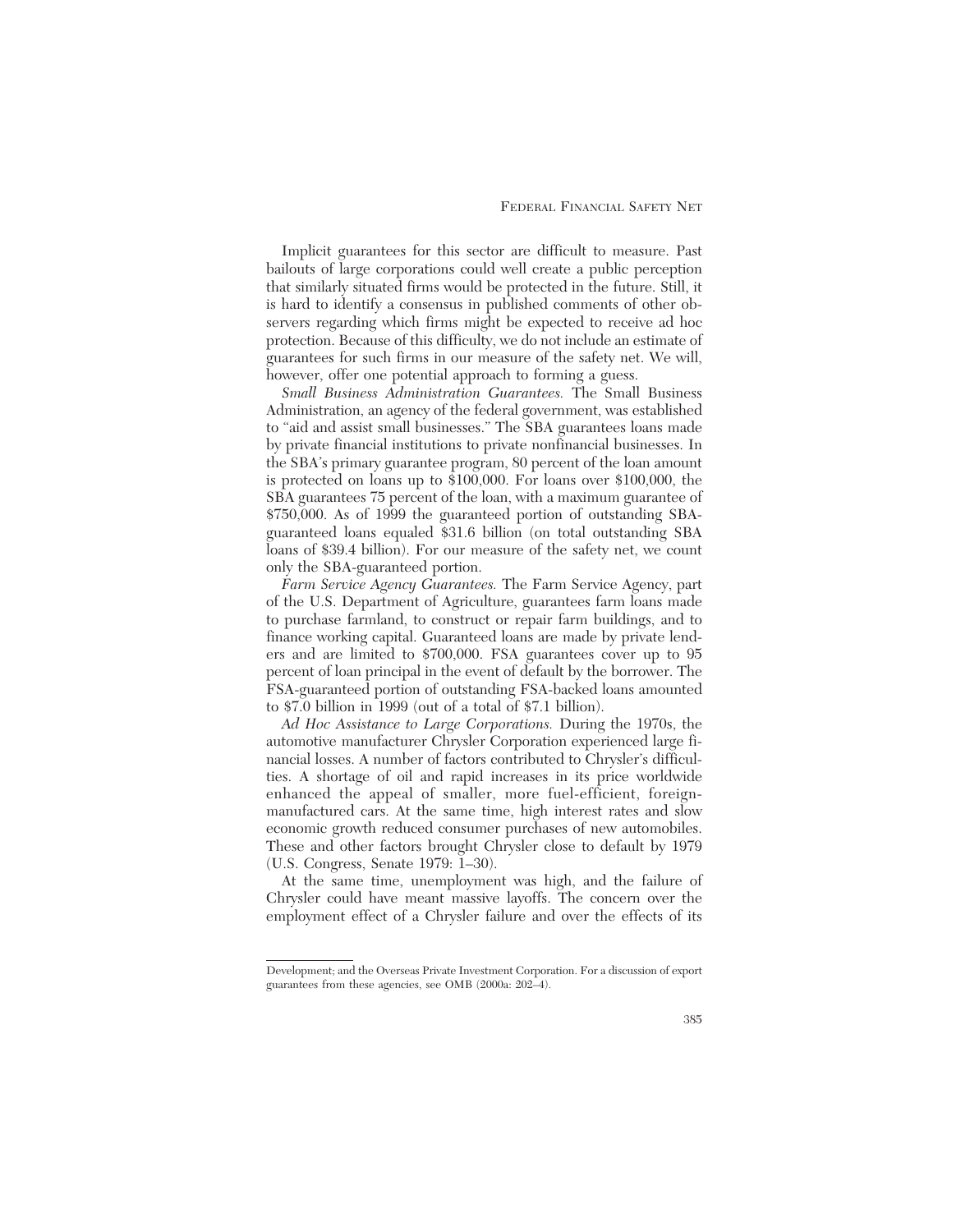Implicit guarantees for this sector are difficult to measure. Past bailouts of large corporations could well create a public perception that similarly situated firms would be protected in the future. Still, it is hard to identify a consensus in published comments of other observers regarding which firms might be expected to receive ad hoc protection. Because of this difficulty, we do not include an estimate of guarantees for such firms in our measure of the safety net. We will, however, offer one potential approach to forming a guess.

*Small Business Administration Guarantees.* The Small Business Administration, an agency of the federal government, was established to "aid and assist small businesses." The SBA guarantees loans made by private financial institutions to private nonfinancial businesses. In the SBA's primary guarantee program, 80 percent of the loan amount is protected on loans up to $100,000. For loans over $100,000, the SBA guarantees 75 percent of the loan, with a maximum guarantee of $750,000. As of 1999 the guaranteed portion of outstanding SBA-guaranteed loans equaled $31.6 billion (on total outstanding SBA loans of $39.4 billion). For our measure of the safety net, we count only the SBA-guaranteed portion.

*Farm Service Agency Guarantees.* The Farm Service Agency, part of the U.S. Department of Agriculture, guarantees farm loans made to purchase farmland, to construct or repair farm buildings, and to finance working capital. Guaranteed loans are made by private lenders and are limited to $700,000. FSA guarantees cover up to 95 percent of loan principal in the event of default by the borrower. The FSA-guaranteed portion of outstanding FSA-backed loans amounted to $7.0 billion in 1999 (out of a total of $7.1 billion).

*Ad Hoc Assistance to Large Corporations.* During the 1970s, the automotive manufacturer Chrysler Corporation experienced large financial losses. A number of factors contributed to Chrysler's difficulties. A shortage of oil and rapid increases in its price worldwide enhanced the appeal of smaller, more fuel-efficient, foreign-manufactured cars. At the same time, high interest rates and slow economic growth reduced consumer purchases of new automobiles. These and other factors brought Chrysler close to default by 1979 (U.S. Congress, Senate 1979: 1–30).

At the same time, unemployment was high, and the failure of Chrysler could have meant massive layoffs. The concern over the employment effect of a Chrysler failure and over the effects of its

Development; and the Overseas Private Investment Corporation. For a discussion of export guarantees from these agencies, see OMB (2000a: 202–4).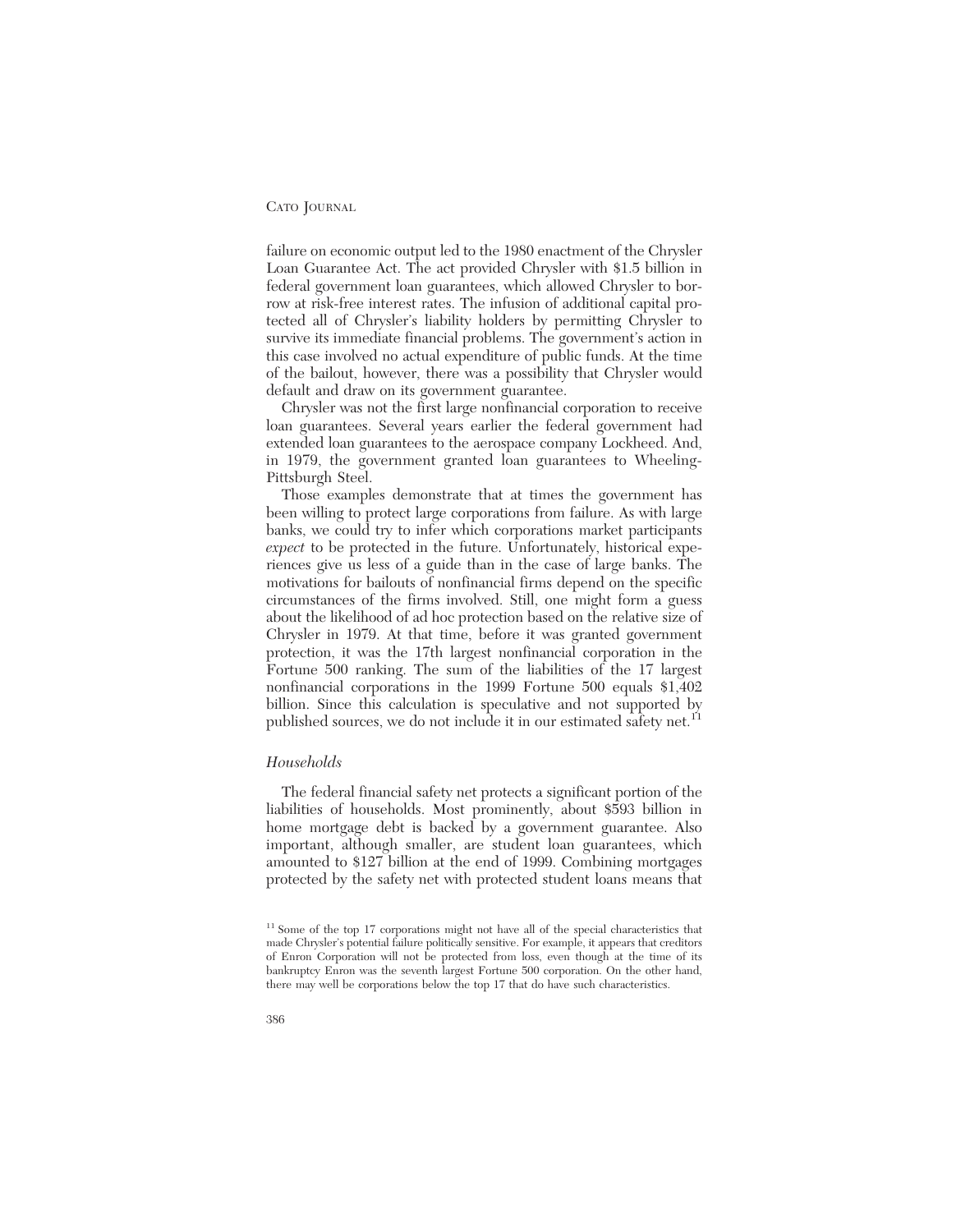failure on economic output led to the 1980 enactment of the Chrysler Loan Guarantee Act. The act provided Chrysler with $1.5 billion in federal government loan guarantees, which allowed Chrysler to borrow at risk-free interest rates. The infusion of additional capital protected all of Chrysler's liability holders by permitting Chrysler to survive its immediate financial problems. The government's action in this case involved no actual expenditure of public funds. At the time of the bailout, however, there was a possibility that Chrysler would default and draw on its government guarantee.

Chrysler was not the first large nonfinancial corporation to receive loan guarantees. Several years earlier the federal government had extended loan guarantees to the aerospace company Lockheed. And, in 1979, the government granted loan guarantees to Wheeling-Pittsburgh Steel.

Those examples demonstrate that at times the government has been willing to protect large corporations from failure. As with large banks, we could try to infer which corporations market participants *expect* to be protected in the future. Unfortunately, historical experiences give us less of a guide than in the case of large banks. The motivations for bailouts of nonfinancial firms depend on the specific circumstances of the firms involved. Still, one might form a guess about the likelihood of ad hoc protection based on the relative size of Chrysler in 1979. At that time, before it was granted government protection, it was the 17th largest nonfinancial corporation in the Fortune 500 ranking. The sum of the liabilities of the 17 largest nonfinancial corporations in the 1999 Fortune 500 equals $1,402 billion. Since this calculation is speculative and not supported by published sources, we do not include it in our estimated safety net.[11]

### *Households*

The federal financial safety net protects a significant portion of the liabilities of households. Most prominently, about $593 billion in home mortgage debt is backed by a government guarantee. Also important, although smaller, are student loan guarantees, which amounted to $127 billion at the end of 1999. Combining mortgages protected by the safety net with protected student loans means that

[11] Some of the top 17 corporations might not have all of the special characteristics that made Chrysler's potential failure politically sensitive. For example, it appears that creditors of Enron Corporation will not be protected from loss, even though at the time of its bankruptcy Enron was the seventh largest Fortune 500 corporation. On the other hand, there may well be corporations below the top 17 that do have such characteristics.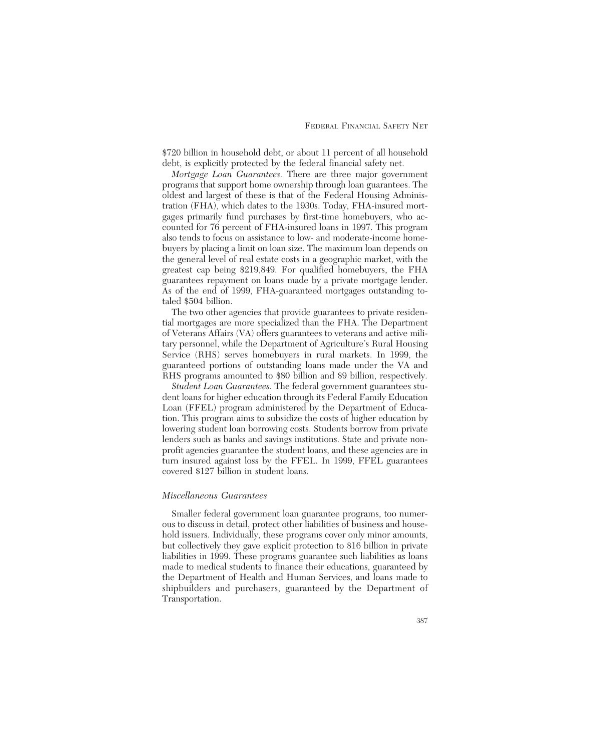$720 billion in household debt, or about 11 percent of all household debt, is explicitly protected by the federal financial safety net.

*Mortgage Loan Guarantees.* There are three major government programs that support home ownership through loan guarantees. The oldest and largest of these is that of the Federal Housing Administration (FHA), which dates to the 1930s. Today, FHA-insured mortgages primarily fund purchases by first-time homebuyers, who accounted for 76 percent of FHA-insured loans in 1997. This program also tends to focus on assistance to low- and moderate-income homebuyers by placing a limit on loan size. The maximum loan depends on the general level of real estate costs in a geographic market, with the greatest cap being $219,849. For qualified homebuyers, the FHA guarantees repayment on loans made by a private mortgage lender. As of the end of 1999, FHA-guaranteed mortgages outstanding totaled $504 billion.

The two other agencies that provide guarantees to private residential mortgages are more specialized than the FHA. The Department of Veterans Affairs (VA) offers guarantees to veterans and active military personnel, while the Department of Agriculture's Rural Housing Service (RHS) serves homebuyers in rural markets. In 1999, the guaranteed portions of outstanding loans made under the VA and RHS programs amounted to $80 billion and $9 billion, respectively.

*Student Loan Guarantees.* The federal government guarantees student loans for higher education through its Federal Family Education Loan (FFEL) program administered by the Department of Education. This program aims to subsidize the costs of higher education by lowering student loan borrowing costs. Students borrow from private lenders such as banks and savings institutions. State and private nonprofit agencies guarantee the student loans, and these agencies are in turn insured against loss by the FFEL. In 1999, FFEL guarantees covered $127 billion in student loans.

### *Miscellaneous Guarantees*

Smaller federal government loan guarantee programs, too numerous to discuss in detail, protect other liabilities of business and household issuers. Individually, these programs cover only minor amounts, but collectively they gave explicit protection to $16 billion in private liabilities in 1999. These programs guarantee such liabilities as loans made to medical students to finance their educations, guaranteed by the Department of Health and Human Services, and loans made to shipbuilders and purchasers, guaranteed by the Department of Transportation.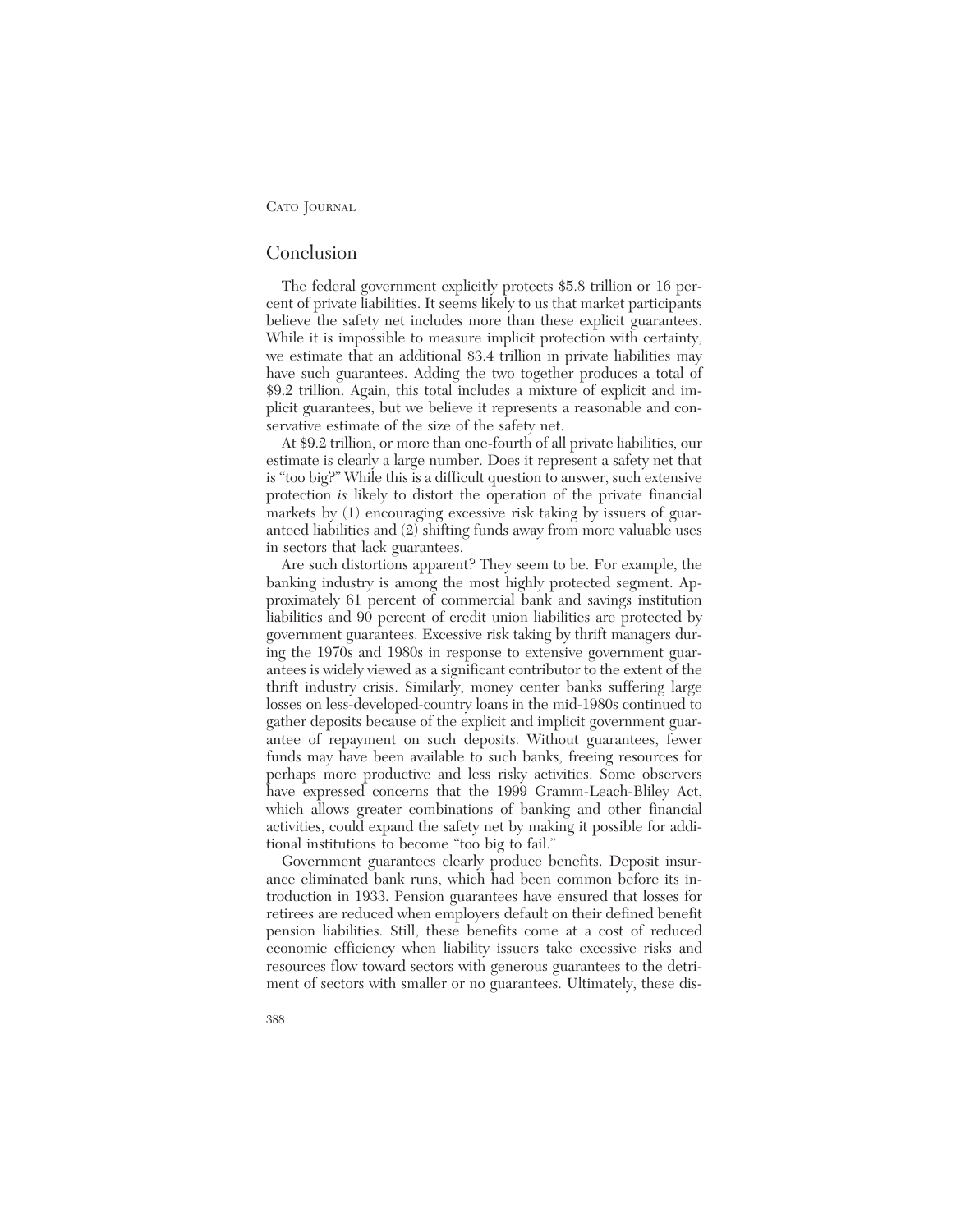## Conclusion

The federal government explicitly protects $5.8 trillion or 16 percent of private liabilities. It seems likely to us that market participants believe the safety net includes more than these explicit guarantees. While it is impossible to measure implicit protection with certainty, we estimate that an additional $3.4 trillion in private liabilities may have such guarantees. Adding the two together produces a total of $9.2 trillion. Again, this total includes a mixture of explicit and implicit guarantees, but we believe it represents a reasonable and conservative estimate of the size of the safety net.

At $9.2 trillion, or more than one-fourth of all private liabilities, our estimate is clearly a large number. Does it represent a safety net that is "too big?" While this is a difficult question to answer, such extensive protection *is* likely to distort the operation of the private financial markets by (1) encouraging excessive risk taking by issuers of guaranteed liabilities and (2) shifting funds away from more valuable uses in sectors that lack guarantees.

Are such distortions apparent? They seem to be. For example, the banking industry is among the most highly protected segment. Approximately 61 percent of commercial bank and savings institution liabilities and 90 percent of credit union liabilities are protected by government guarantees. Excessive risk taking by thrift managers during the 1970s and 1980s in response to extensive government guarantees is widely viewed as a significant contributor to the extent of the thrift industry crisis. Similarly, money center banks suffering large losses on less-developed-country loans in the mid-1980s continued to gather deposits because of the explicit and implicit government guarantee of repayment on such deposits. Without guarantees, fewer funds may have been available to such banks, freeing resources for perhaps more productive and less risky activities. Some observers have expressed concerns that the 1999 Gramm-Leach-Bliley Act, which allows greater combinations of banking and other financial activities, could expand the safety net by making it possible for additional institutions to become "too big to fail."

Government guarantees clearly produce benefits. Deposit insurance eliminated bank runs, which had been common before its introduction in 1933. Pension guarantees have ensured that losses for retirees are reduced when employers default on their defined benefit pension liabilities. Still, these benefits come at a cost of reduced economic efficiency when liability issuers take excessive risks and resources flow toward sectors with generous guarantees to the detriment of sectors with smaller or no guarantees. Ultimately, these dis-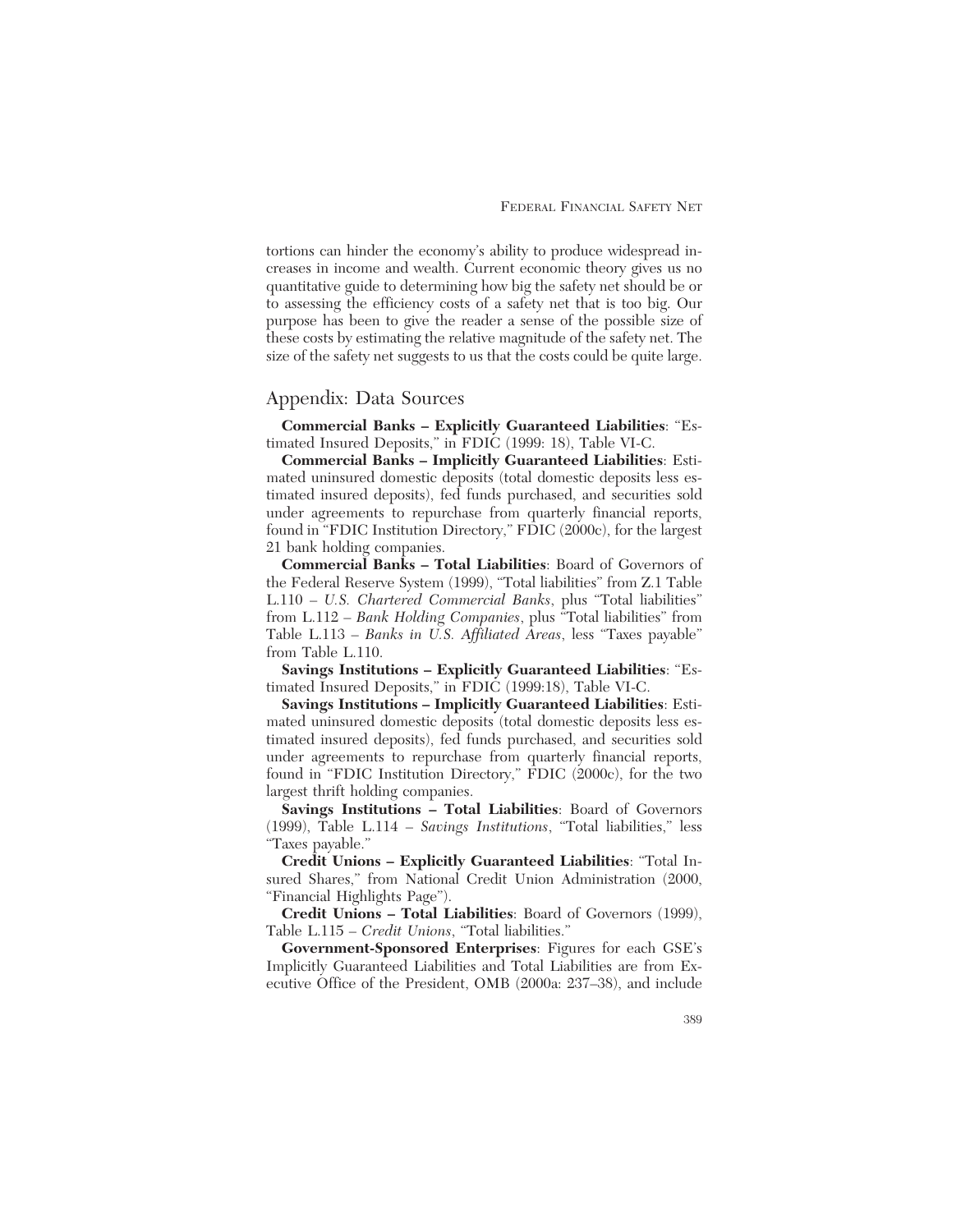tortions can hinder the economy's ability to produce widespread increases in income and wealth. Current economic theory gives us no quantitative guide to determining how big the safety net should be or to assessing the efficiency costs of a safety net that is too big. Our purpose has been to give the reader a sense of the possible size of these costs by estimating the relative magnitude of the safety net. The size of the safety net suggests to us that the costs could be quite large.

## Appendix: Data Sources

**Commercial Banks – Explicitly Guaranteed Liabilities**: "Estimated Insured Deposits," in FDIC (1999: 18), Table VI-C.

**Commercial Banks – Implicitly Guaranteed Liabilities**: Estimated uninsured domestic deposits (total domestic deposits less estimated insured deposits), fed funds purchased, and securities sold under agreements to repurchase from quarterly financial reports, found in "FDIC Institution Directory," FDIC (2000c), for the largest 21 bank holding companies.

**Commercial Banks – Total Liabilities**: Board of Governors of the Federal Reserve System (1999), "Total liabilities" from Z.1 Table L.110 – *U.S. Chartered Commercial Banks*, plus "Total liabilities" from L.112 – *Bank Holding Companies*, plus "Total liabilities" from Table L.113 – *Banks in U.S. Affiliated Areas*, less "Taxes payable" from Table L.110.

**Savings Institutions – Explicitly Guaranteed Liabilities**: "Estimated Insured Deposits," in FDIC (1999:18), Table VI-C.

**Savings Institutions – Implicitly Guaranteed Liabilities**: Estimated uninsured domestic deposits (total domestic deposits less estimated insured deposits), fed funds purchased, and securities sold under agreements to repurchase from quarterly financial reports, found in "FDIC Institution Directory," FDIC (2000c), for the two largest thrift holding companies.

**Savings Institutions – Total Liabilities**: Board of Governors (1999), Table L.114 – *Savings Institutions*, "Total liabilities," less "Taxes payable."

**Credit Unions – Explicitly Guaranteed Liabilities**: "Total Insured Shares," from National Credit Union Administration (2000, "Financial Highlights Page").

**Credit Unions – Total Liabilities**: Board of Governors (1999), Table L.115 – *Credit Unions*, "Total liabilities."

**Government-Sponsored Enterprises**: Figures for each GSE's Implicitly Guaranteed Liabilities and Total Liabilities are from Executive Office of the President, OMB (2000a: 237–38), and include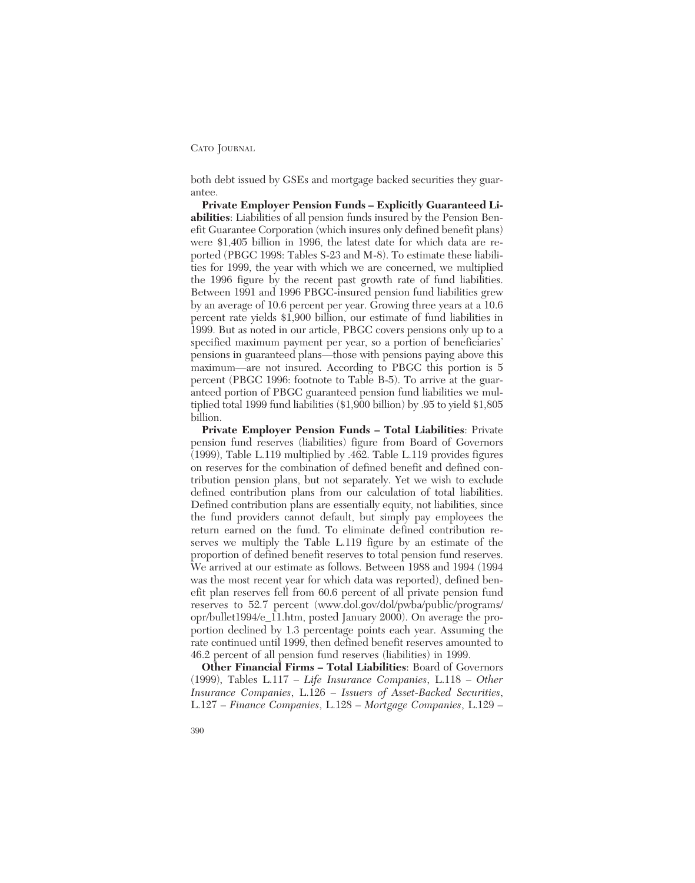both debt issued by GSEs and mortgage backed securities they guarantee.

**Private Employer Pension Funds – Explicitly Guaranteed Liabilities**: Liabilities of all pension funds insured by the Pension Benefit Guarantee Corporation (which insures only defined benefit plans) were $1,405 billion in 1996, the latest date for which data are reported (PBGC 1998: Tables S-23 and M-8). To estimate these liabilities for 1999, the year with which we are concerned, we multiplied the 1996 figure by the recent past growth rate of fund liabilities. Between 1991 and 1996 PBGC-insured pension fund liabilities grew by an average of 10.6 percent per year. Growing three years at a 10.6 percent rate yields $1,900 billion, our estimate of fund liabilities in 1999. But as noted in our article, PBGC covers pensions only up to a specified maximum payment per year, so a portion of beneficiaries' pensions in guaranteed plans—those with pensions paying above this maximum—are not insured. According to PBGC this portion is 5 percent (PBGC 1996: footnote to Table B-5). To arrive at the guaranteed portion of PBGC guaranteed pension fund liabilities we multiplied total 1999 fund liabilities ($1,900 billion) by .95 to yield $1,805 billion.

**Private Employer Pension Funds – Total Liabilities**: Private pension fund reserves (liabilities) figure from Board of Governors (1999), Table L.119 multiplied by .462. Table L.119 provides figures on reserves for the combination of defined benefit and defined contribution pension plans, but not separately. Yet we wish to exclude defined contribution plans from our calculation of total liabilities. Defined contribution plans are essentially equity, not liabilities, since the fund providers cannot default, but simply pay employees the return earned on the fund. To eliminate defined contribution reserves we multiply the Table L.119 figure by an estimate of the proportion of defined benefit reserves to total pension fund reserves. We arrived at our estimate as follows. Between 1988 and 1994 (1994 was the most recent year for which data was reported), defined benefit plan reserves fell from 60.6 percent of all private pension fund reserves to 52.7 percent (www.dol.gov/dol/pwba/public/programs/opr/bullet1994/e_11.htm, posted January 2000). On average the proportion declined by 1.3 percentage points each year. Assuming the rate continued until 1999, then defined benefit reserves amounted to 46.2 percent of all pension fund reserves (liabilities) in 1999.

**Other Financial Firms – Total Liabilities**: Board of Governors (1999), Tables L.117 – *Life Insurance Companies*, L.118 – *Other Insurance Companies*, L.126 – *Issuers of Asset-Backed Securities*, L.127 – *Finance Companies*, L.128 – *Mortgage Companies*, L.129 –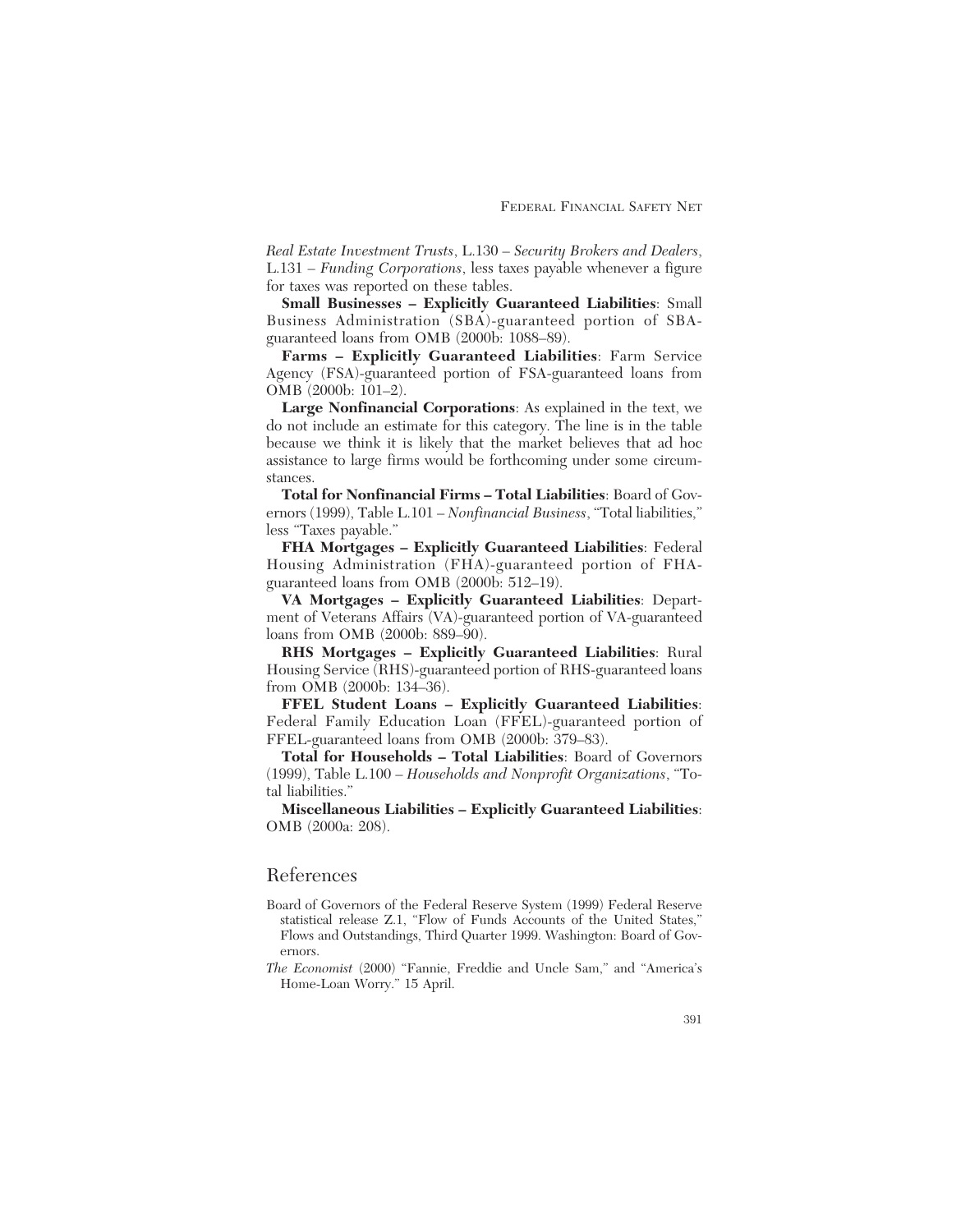*Real Estate Investment Trusts*, L.130 – *Security Brokers and Dealers*, L.131 – *Funding Corporations*, less taxes payable whenever a figure for taxes was reported on these tables.

**Small Businesses – Explicitly Guaranteed Liabilities**: Small Business Administration (SBA)-guaranteed portion of SBA-guaranteed loans from OMB (2000b: 1088–89).

**Farms – Explicitly Guaranteed Liabilities**: Farm Service Agency (FSA)-guaranteed portion of FSA-guaranteed loans from OMB (2000b: 101–2).

**Large Nonfinancial Corporations**: As explained in the text, we do not include an estimate for this category. The line is in the table because we think it is likely that the market believes that ad hoc assistance to large firms would be forthcoming under some circumstances.

**Total for Nonfinancial Firms – Total Liabilities**: Board of Governors (1999), Table L.101 – *Nonfinancial Business*, "Total liabilities," less "Taxes payable."

**FHA Mortgages – Explicitly Guaranteed Liabilities**: Federal Housing Administration (FHA)-guaranteed portion of FHA-guaranteed loans from OMB (2000b: 512–19).

**VA Mortgages – Explicitly Guaranteed Liabilities**: Department of Veterans Affairs (VA)-guaranteed portion of VA-guaranteed loans from OMB (2000b: 889–90).

**RHS Mortgages – Explicitly Guaranteed Liabilities**: Rural Housing Service (RHS)-guaranteed portion of RHS-guaranteed loans from OMB (2000b: 134–36).

**FFEL Student Loans – Explicitly Guaranteed Liabilities**: Federal Family Education Loan (FFEL)-guaranteed portion of FFEL-guaranteed loans from OMB (2000b: 379–83).

**Total for Households – Total Liabilities**: Board of Governors (1999), Table L.100 – *Households and Nonprofit Organizations*, "Total liabilities."

**Miscellaneous Liabilities – Explicitly Guaranteed Liabilities**: OMB (2000a: 208).

## References

Board of Governors of the Federal Reserve System (1999) Federal Reserve statistical release Z.1, "Flow of Funds Accounts of the United States," Flows and Outstandings, Third Quarter 1999. Washington: Board of Governors.

*The Economist* (2000) "Fannie, Freddie and Uncle Sam," and "America's Home-Loan Worry." 15 April.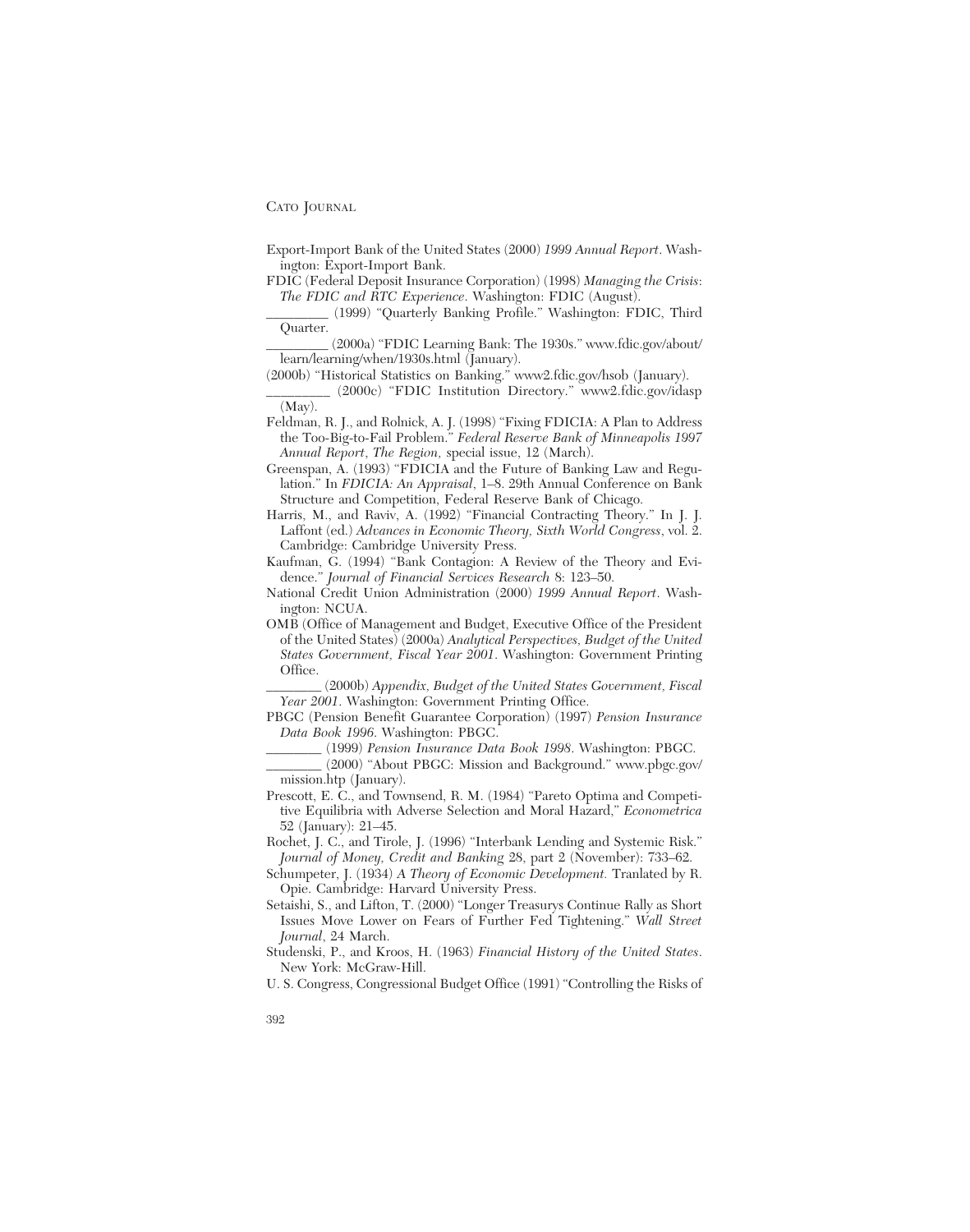Export-Import Bank of the United States (2000) *1999 Annual Report*. Washington: Export-Import Bank.

FDIC (Federal Deposit Insurance Corporation) (1998) *Managing the Crisis: The FDIC and RTC Experience*. Washington: FDIC (August).

________ (1999) "Quarterly Banking Profile." Washington: FDIC, Third Quarter.

________ (2000a) "FDIC Learning Bank: The 1930s." www.fdic.gov/about/learn/learning/when/1930s.html (January).

(2000b) "Historical Statistics on Banking." www2.fdic.gov/hsob (January).

________ (2000c) "FDIC Institution Directory." www2.fdic.gov/idasp (May).

Feldman, R. J., and Rolnick, A. J. (1998) "Fixing FDICIA: A Plan to Address the Too-Big-to-Fail Problem." *Federal Reserve Bank of Minneapolis 1997 Annual Report*, *The Region,* special issue, 12 (March).

Greenspan, A. (1993) "FDICIA and the Future of Banking Law and Regulation." In *FDICIA: An Appraisal*, 1–8. 29th Annual Conference on Bank Structure and Competition, Federal Reserve Bank of Chicago.

Harris, M., and Raviv, A. (1992) "Financial Contracting Theory." In J. J. Laffont (ed.) *Advances in Economic Theory, Sixth World Congress*, vol. 2. Cambridge: Cambridge University Press.

Kaufman, G. (1994) "Bank Contagion: A Review of the Theory and Evidence." *Journal of Financial Services Research* 8: 123–50.

National Credit Union Administration (2000) *1999 Annual Report*. Washington: NCUA.

OMB (Office of Management and Budget, Executive Office of the President of the United States) (2000a) *Analytical Perspectives, Budget of the United States Government, Fiscal Year 2001*. Washington: Government Printing Office.

________ (2000b) *Appendix, Budget of the United States Government, Fiscal Year 2001*. Washington: Government Printing Office.

PBGC (Pension Benefit Guarantee Corporation) (1997) *Pension Insurance Data Book 1996*. Washington: PBGC.

________ (1999) *Pension Insurance Data Book 1998*. Washington: PBGC.

________ (2000) "About PBGC: Mission and Background." www.pbgc.gov/mission.htp (January).

Prescott, E. C., and Townsend, R. M. (1984) "Pareto Optima and Competitive Equilibria with Adverse Selection and Moral Hazard," *Econometrica* 52 (January): 21–45.

Rochet, J. C., and Tirole, J. (1996) "Interbank Lending and Systemic Risk." *Journal of Money, Credit and Banking* 28, part 2 (November): 733–62.

Schumpeter, J. (1934) *A Theory of Economic Development.* Tranlated by R. Opie. Cambridge: Harvard University Press.

Setaishi, S., and Lifton, T. (2000) "Longer Treasurys Continue Rally as Short Issues Move Lower on Fears of Further Fed Tightening." *Wall Street Journal*, 24 March.

Studenski, P., and Kroos, H. (1963) *Financial History of the United States*. New York: McGraw-Hill.

U. S. Congress, Congressional Budget Office (1991) "Controlling the Risks of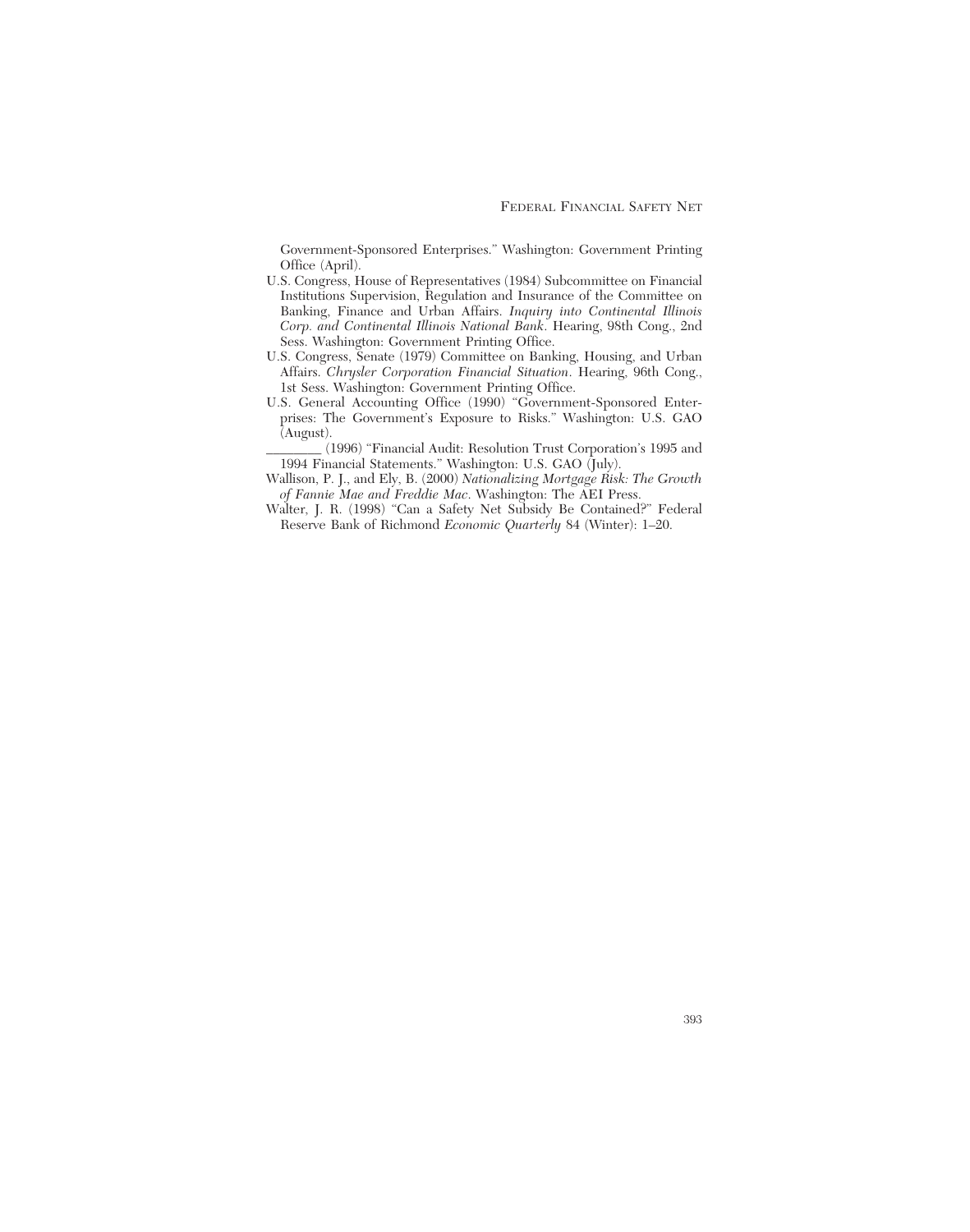Government-Sponsored Enterprises." Washington: Government Printing Office (April).

U.S. Congress, House of Representatives (1984) Subcommittee on Financial Institutions Supervision, Regulation and Insurance of the Committee on Banking, Finance and Urban Affairs. *Inquiry into Continental Illinois Corp. and Continental Illinois National Bank*. Hearing, 98th Cong., 2nd Sess. Washington: Government Printing Office.

U.S. Congress, Senate (1979) Committee on Banking, Housing, and Urban Affairs. *Chrysler Corporation Financial Situation*. Hearing, 96th Cong., 1st Sess. Washington: Government Printing Office.

U.S. General Accounting Office (1990) "Government-Sponsored Enterprises: The Government's Exposure to Risks." Washington: U.S. GAO (August).

________ (1996) "Financial Audit: Resolution Trust Corporation's 1995 and 1994 Financial Statements." Washington: U.S. GAO (July).

Wallison, P. J., and Ely, B. (2000) *Nationalizing Mortgage Risk: The Growth of Fannie Mae and Freddie Mac*. Washington: The AEI Press.

Walter, J. R. (1998) "Can a Safety Net Subsidy Be Contained?" Federal Reserve Bank of Richmond *Economic Quarterly* 84 (Winter): 1–20.